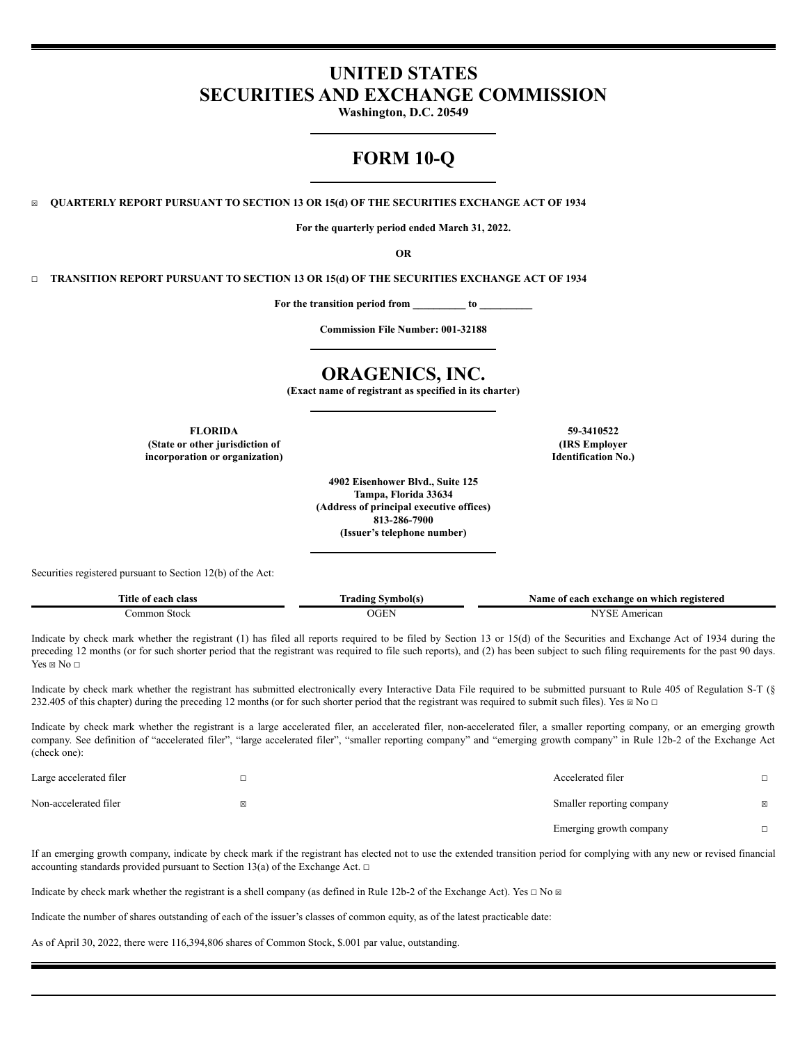# UNITED STATES
# SECURITIES AND EXCHANGE COMMISSION

**Washington, D.C. 20549**

# FORM 10-Q

☒ **QUARTERLY REPORT PURSUANT TO SECTION 13 OR 15(d) OF THE SECURITIES EXCHANGE ACT OF 1934**

**For the quarterly period ended March 31, 2022.**

**OR**

☐ **TRANSITION REPORT PURSUANT TO SECTION 13 OR 15(d) OF THE SECURITIES EXCHANGE ACT OF 1934**

**For the transition period from __________ to __________**

**Commission File Number: 001-32188**

# ORAGENICS, INC.

**(Exact name of registrant as specified in its charter)**

| **FLORIDA** | **59-3410522** |
|---|---|
| **(State or other jurisdiction of incorporation or organization)** | **(IRS Employer Identification No.)** |

**4902 Eisenhower Blvd., Suite 125**
**Tampa, Florida 33634**
**(Address of principal executive offices)**
**813-286-7900**
**(Issuer's telephone number)**

Securities registered pursuant to Section 12(b) of the Act:

| Title of each class | Trading Symbol(s) | Name of each exchange on which registered |
|---|---|---|
| Common Stock | OGEN | NYSE American |

Indicate by check mark whether the registrant (1) has filed all reports required to be filed by Section 13 or 15(d) of the Securities and Exchange Act of 1934 during the preceding 12 months (or for such shorter period that the registrant was required to file such reports), and (2) has been subject to such filing requirements for the past 90 days. Yes ☒ No ☐

Indicate by check mark whether the registrant has submitted electronically every Interactive Data File required to be submitted pursuant to Rule 405 of Regulation S-T (§ 232.405 of this chapter) during the preceding 12 months (or for such shorter period that the registrant was required to submit such files). Yes ☒ No ☐

Indicate by check mark whether the registrant is a large accelerated filer, an accelerated filer, non-accelerated filer, a smaller reporting company, or an emerging growth company. See definition of "accelerated filer", "large accelerated filer", "smaller reporting company" and "emerging growth company" in Rule 12b-2 of the Exchange Act (check one):

| | | | |
|---|---|---|---|
| Large accelerated filer | ☐ | Accelerated filer | ☐ |
| Non-accelerated filer | ☒ | Smaller reporting company | ☒ |
| | | Emerging growth company | ☐ |

If an emerging growth company, indicate by check mark if the registrant has elected not to use the extended transition period for complying with any new or revised financial accounting standards provided pursuant to Section 13(a) of the Exchange Act. ☐

Indicate by check mark whether the registrant is a shell company (as defined in Rule 12b-2 of the Exchange Act). Yes ☐ No ☒

Indicate the number of shares outstanding of each of the issuer's classes of common equity, as of the latest practicable date:

As of April 30, 2022, there were 116,394,806 shares of Common Stock, $.001 par value, outstanding.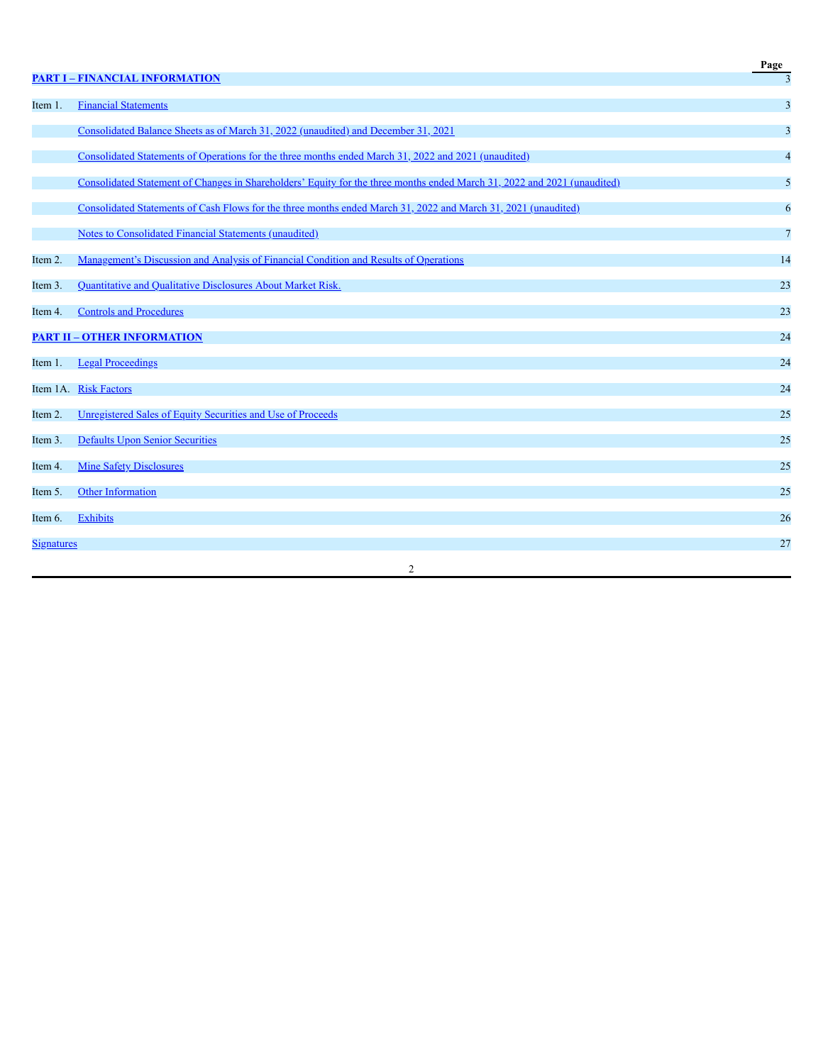| | | Page |
|---|---|---|
| **PART I – FINANCIAL INFORMATION** | | 3 |
| Item 1. | Financial Statements | 3 |
| | Consolidated Balance Sheets as of March 31, 2022 (unaudited) and December 31, 2021 | 3 |
| | Consolidated Statements of Operations for the three months ended March 31, 2022 and 2021 (unaudited) | 4 |
| | Consolidated Statement of Changes in Shareholders' Equity for the three months ended March 31, 2022 and 2021 (unaudited) | 5 |
| | Consolidated Statements of Cash Flows for the three months ended March 31, 2022 and March 31, 2021 (unaudited) | 6 |
| | Notes to Consolidated Financial Statements (unaudited) | 7 |
| Item 2. | Management's Discussion and Analysis of Financial Condition and Results of Operations | 14 |
| Item 3. | Quantitative and Qualitative Disclosures About Market Risk. | 23 |
| Item 4. | Controls and Procedures | 23 |
| **PART II – OTHER INFORMATION** | | 24 |
| Item 1. | Legal Proceedings | 24 |
| Item 1A. | Risk Factors | 24 |
| Item 2. | Unregistered Sales of Equity Securities and Use of Proceeds | 25 |
| Item 3. | Defaults Upon Senior Securities | 25 |
| Item 4. | Mine Safety Disclosures | 25 |
| Item 5. | Other Information | 25 |
| Item 6. | Exhibits | 26 |
| Signatures | | 27 |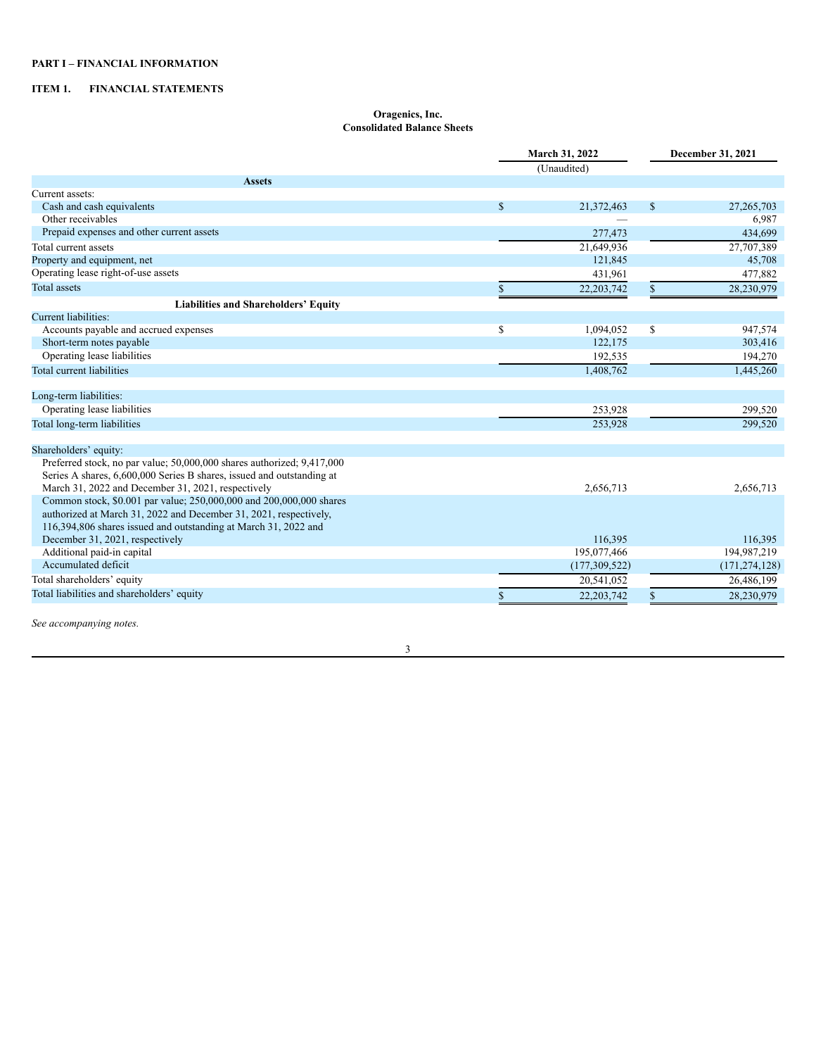**PART I – FINANCIAL INFORMATION**

**ITEM 1. FINANCIAL STATEMENTS**

**Oragenics, Inc.**
**Consolidated Balance Sheets**

| | March 31, 2022 | December 31, 2021 |
|---|---|---|
| | (Unaudited) | |
| **Assets** | | |
| Current assets: | | |
| Cash and cash equivalents | $ 21,372,463 | $ 27,265,703 |
| Other receivables | — | 6,987 |
| Prepaid expenses and other current assets | 277,473 | 434,699 |
| Total current assets | 21,649,936 | 27,707,389 |
| Property and equipment, net | 121,845 | 45,708 |
| Operating lease right-of-use assets | 431,961 | 477,882 |
| Total assets | $ 22,203,742 | $ 28,230,979 |
| **Liabilities and Shareholders' Equity** | | |
| Current liabilities: | | |
| Accounts payable and accrued expenses | $ 1,094,052 | $ 947,574 |
| Short-term notes payable | 122,175 | 303,416 |
| Operating lease liabilities | 192,535 | 194,270 |
| Total current liabilities | 1,408,762 | 1,445,260 |
| Long-term liabilities: | | |
| Operating lease liabilities | 253,928 | 299,520 |
| Total long-term liabilities | 253,928 | 299,520 |
| Shareholders' equity: | | |
| Preferred stock, no par value; 50,000,000 shares authorized; 9,417,000 Series A shares, 6,600,000 Series B shares, issued and outstanding at March 31, 2022 and December 31, 2021, respectively | 2,656,713 | 2,656,713 |
| Common stock, $0.001 par value; 250,000,000 and 200,000,000 shares authorized at March 31, 2022 and December 31, 2021, respectively, 116,394,806 shares issued and outstanding at March 31, 2022 and December 31, 2021, respectively | 116,395 | 116,395 |
| Additional paid-in capital | 195,077,466 | 194,987,219 |
| Accumulated deficit | (177,309,522) | (171,274,128) |
| Total shareholders' equity | 20,541,052 | 26,486,199 |
| Total liabilities and shareholders' equity | $ 22,203,742 | $ 28,230,979 |

*See accompanying notes.*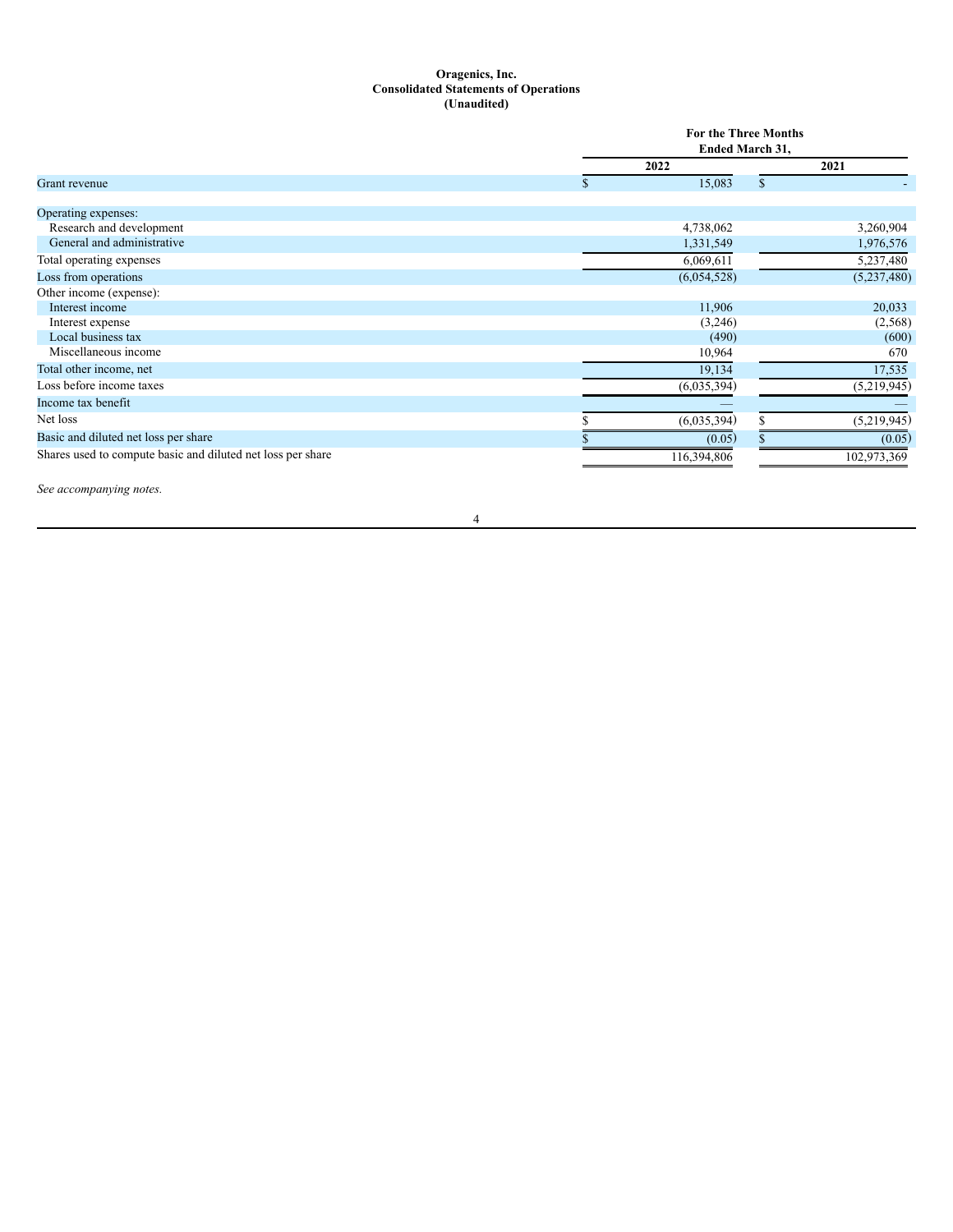**Oragenics, Inc.**
**Consolidated Statements of Operations**
**(Unaudited)**

| | For the Three Months Ended March 31, | |
|---|---|---|
| | 2022 | 2021 |
| Grant revenue | $ 15,083 | $ - |
| Operating expenses: | | |
| Research and development | 4,738,062 | 3,260,904 |
| General and administrative | 1,331,549 | 1,976,576 |
| Total operating expenses | 6,069,611 | 5,237,480 |
| Loss from operations | (6,054,528) | (5,237,480) |
| Other income (expense): | | |
| Interest income | 11,906 | 20,033 |
| Interest expense | (3,246) | (2,568) |
| Local business tax | (490) | (600) |
| Miscellaneous income | 10,964 | 670 |
| Total other income, net | 19,134 | 17,535 |
| Loss before income taxes | (6,035,394) | (5,219,945) |
| Income tax benefit | — | — |
| Net loss | $ (6,035,394) | $ (5,219,945) |
| Basic and diluted net loss per share | $ (0.05) | $ (0.05) |
| Shares used to compute basic and diluted net loss per share | 116,394,806 | 102,973,369 |

*See accompanying notes.*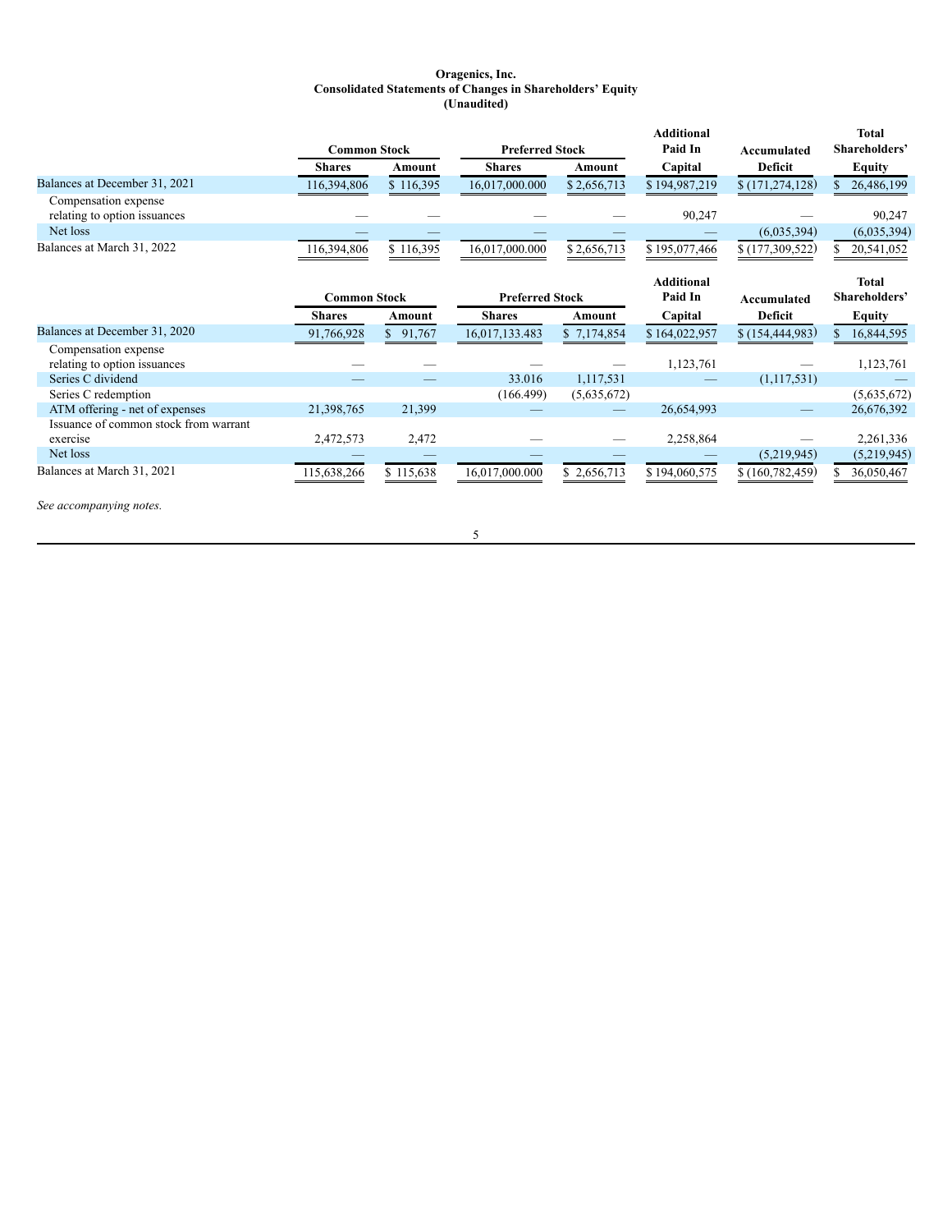**Oragenics, Inc.**
**Consolidated Statements of Changes in Shareholders' Equity**
**(Unaudited)**

| | Common Stock | | Preferred Stock | | Additional Paid In Capital | Accumulated Deficit | Total Shareholders' Equity |
|---|---|---|---|---|---|---|---|
| | Shares | Amount | Shares | Amount | | | |
| Balances at December 31, 2021 | 116,394,806 | $ 116,395 | 16,017,000.000 | $ 2,656,713 | $ 194,987,219 | $ (171,274,128) | $ 26,486,199 |
| Compensation expense relating to option issuances | — | — | — | — | 90,247 | — | 90,247 |
| Net loss | — | — | — | — | — | (6,035,394) | (6,035,394) |
| Balances at March 31, 2022 | 116,394,806 | $ 116,395 | 16,017,000.000 | $ 2,656,713 | $ 195,077,466 | $ (177,309,522) | $ 20,541,052 |

| | Common Stock | | Preferred Stock | | Additional Paid In Capital | Accumulated Deficit | Total Shareholders' Equity |
|---|---|---|---|---|---|---|---|
| | Shares | Amount | Shares | Amount | | | |
| Balances at December 31, 2020 | 91,766,928 | $ 91,767 | 16,017,133.483 | $ 7,174,854 | $ 164,022,957 | $ (154,444,983) | $ 16,844,595 |
| Compensation expense relating to option issuances | — | — | — | — | 1,123,761 | — | 1,123,761 |
| Series C dividend | — | — | 33.016 | 1,117,531 | — | (1,117,531) | — |
| Series C redemption | | | (166.499) | (5,635,672) | | | (5,635,672) |
| ATM offering - net of expenses | 21,398,765 | 21,399 | — | — | 26,654,993 | — | 26,676,392 |
| Issuance of common stock from warrant exercise | 2,472,573 | 2,472 | — | — | 2,258,864 | — | 2,261,336 |
| Net loss | — | — | — | — | — | (5,219,945) | (5,219,945) |
| Balances at March 31, 2021 | 115,638,266 | $ 115,638 | 16,017,000.000 | $ 2,656,713 | $ 194,060,575 | $ (160,782,459) | $ 36,050,467 |

*See accompanying notes.*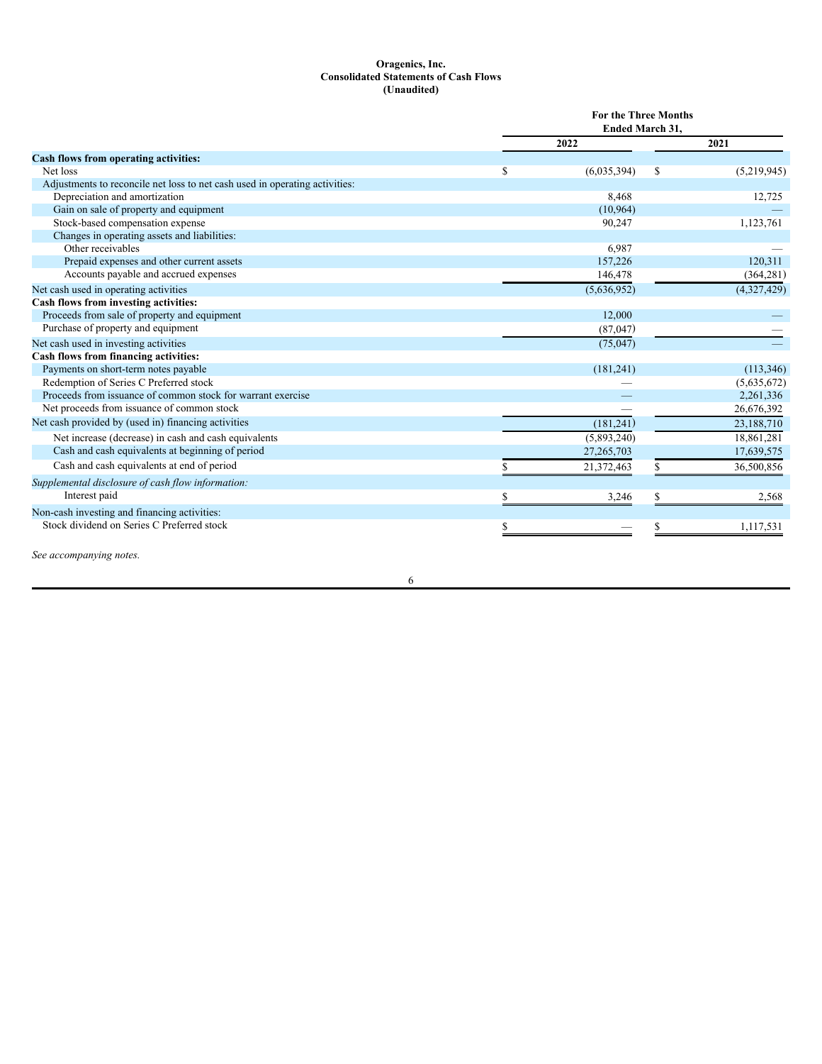**Oragenics, Inc.**
**Consolidated Statements of Cash Flows**
**(Unaudited)**

| | For the Three Months Ended March 31, | |
|---|---|---|
| | 2022 | 2021 |
| **Cash flows from operating activities:** | | |
| Net loss | $ (6,035,394) | $ (5,219,945) |
| Adjustments to reconcile net loss to net cash used in operating activities: | | |
| Depreciation and amortization | 8,468 | 12,725 |
| Gain on sale of property and equipment | (10,964) | — |
| Stock-based compensation expense | 90,247 | 1,123,761 |
| Changes in operating assets and liabilities: | | |
| Other receivables | 6,987 | — |
| Prepaid expenses and other current assets | 157,226 | 120,311 |
| Accounts payable and accrued expenses | 146,478 | (364,281) |
| Net cash used in operating activities | (5,636,952) | (4,327,429) |
| **Cash flows from investing activities:** | | |
| Proceeds from sale of property and equipment | 12,000 | — |
| Purchase of property and equipment | (87,047) | — |
| Net cash used in investing activities | (75,047) | — |
| **Cash flows from financing activities:** | | |
| Payments on short-term notes payable | (181,241) | (113,346) |
| Redemption of Series C Preferred stock | — | (5,635,672) |
| Proceeds from issuance of common stock for warrant exercise | — | 2,261,336 |
| Net proceeds from issuance of common stock | — | 26,676,392 |
| Net cash provided by (used in) financing activities | (181,241) | 23,188,710 |
| Net increase (decrease) in cash and cash equivalents | (5,893,240) | 18,861,281 |
| Cash and cash equivalents at beginning of period | 27,265,703 | 17,639,575 |
| Cash and cash equivalents at end of period | $ 21,372,463 | $ 36,500,856 |
| *Supplemental disclosure of cash flow information:* | | |
| Interest paid | $ 3,246 | $ 2,568 |
| Non-cash investing and financing activities: | | |
| Stock dividend on Series C Preferred stock | $ — | $ 1,117,531 |

*See accompanying notes.*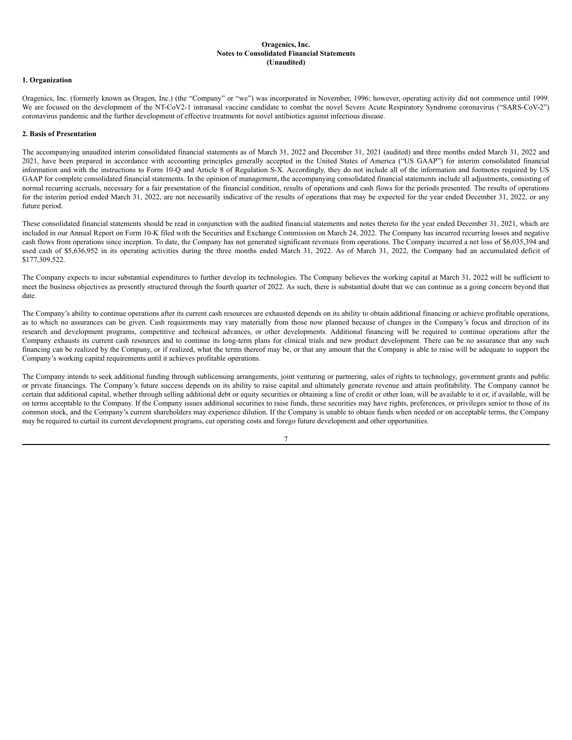**Oragenics, Inc.**
**Notes to Consolidated Financial Statements**
**(Unaudited)**

**1. Organization**

Oragenics, Inc. (formerly known as Oragen, Inc.) (the "Company" or "we") was incorporated in November, 1996; however, operating activity did not commence until 1999. We are focused on the development of the NT-CoV2-1 intranasal vaccine candidate to combat the novel Severe Acute Respiratory Syndrome coronavirus ("SARS-CoV-2") coronavirus pandemic and the further development of effective treatments for novel antibiotics against infectious disease.

**2. Basis of Presentation**

The accompanying unaudited interim consolidated financial statements as of March 31, 2022 and December 31, 2021 (audited) and three months ended March 31, 2022 and 2021, have been prepared in accordance with accounting principles generally accepted in the United States of America ("US GAAP") for interim consolidated financial information and with the instructions to Form 10-Q and Article 8 of Regulation S-X. Accordingly, they do not include all of the information and footnotes required by US GAAP for complete consolidated financial statements. In the opinion of management, the accompanying consolidated financial statements include all adjustments, consisting of normal recurring accruals, necessary for a fair presentation of the financial condition, results of operations and cash flows for the periods presented. The results of operations for the interim period ended March 31, 2022, are not necessarily indicative of the results of operations that may be expected for the year ended December 31, 2022, or any future period.

These consolidated financial statements should be read in conjunction with the audited financial statements and notes thereto for the year ended December 31, 2021, which are included in our Annual Report on Form 10-K filed with the Securities and Exchange Commission on March 24, 2022. The Company has incurred recurring losses and negative cash flows from operations since inception. To date, the Company has not generated significant revenues from operations. The Company incurred a net loss of $6,035,394 and used cash of $5,636,952 in its operating activities during the three months ended March 31, 2022. As of March 31, 2022, the Company had an accumulated deficit of $177,309,522.

The Company expects to incur substantial expenditures to further develop its technologies. The Company believes the working capital at March 31, 2022 will be sufficient to meet the business objectives as presently structured through the fourth quarter of 2022. As such, there is substantial doubt that we can continue as a going concern beyond that date.

The Company's ability to continue operations after its current cash resources are exhausted depends on its ability to obtain additional financing or achieve profitable operations, as to which no assurances can be given. Cash requirements may vary materially from those now planned because of changes in the Company's focus and direction of its research and development programs, competitive and technical advances, or other developments. Additional financing will be required to continue operations after the Company exhausts its current cash resources and to continue its long-term plans for clinical trials and new product development. There can be no assurance that any such financing can be realized by the Company, or if realized, what the terms thereof may be, or that any amount that the Company is able to raise will be adequate to support the Company's working capital requirements until it achieves profitable operations.

The Company intends to seek additional funding through sublicensing arrangements, joint venturing or partnering, sales of rights to technology, government grants and public or private financings. The Company's future success depends on its ability to raise capital and ultimately generate revenue and attain profitability. The Company cannot be certain that additional capital, whether through selling additional debt or equity securities or obtaining a line of credit or other loan, will be available to it or, if available, will be on terms acceptable to the Company. If the Company issues additional securities to raise funds, these securities may have rights, preferences, or privileges senior to those of its common stock, and the Company's current shareholders may experience dilution. If the Company is unable to obtain funds when needed or on acceptable terms, the Company may be required to curtail its current development programs, cut operating costs and forego future development and other opportunities.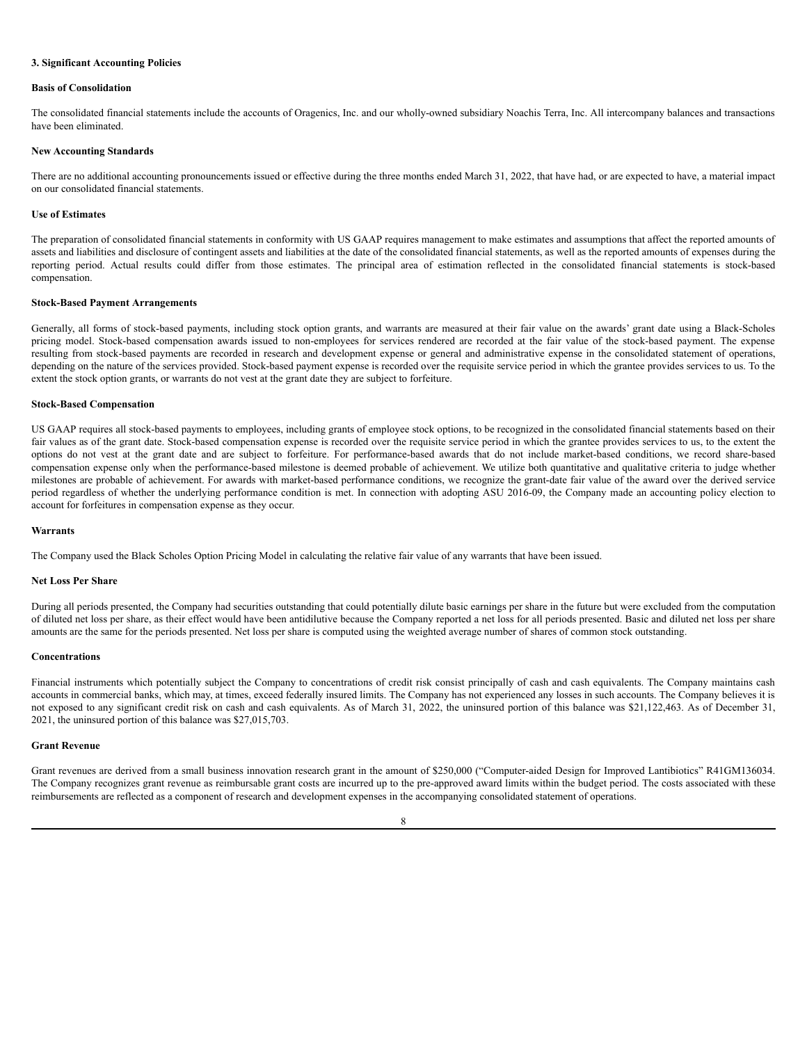### 3. Significant Accounting Policies

#### Basis of Consolidation

The consolidated financial statements include the accounts of Oragenics, Inc. and our wholly-owned subsidiary Noachis Terra, Inc. All intercompany balances and transactions have been eliminated.

#### New Accounting Standards

There are no additional accounting pronouncements issued or effective during the three months ended March 31, 2022, that have had, or are expected to have, a material impact on our consolidated financial statements.

#### Use of Estimates

The preparation of consolidated financial statements in conformity with US GAAP requires management to make estimates and assumptions that affect the reported amounts of assets and liabilities and disclosure of contingent assets and liabilities at the date of the consolidated financial statements, as well as the reported amounts of expenses during the reporting period. Actual results could differ from those estimates. The principal area of estimation reflected in the consolidated financial statements is stock-based compensation.

#### Stock-Based Payment Arrangements

Generally, all forms of stock-based payments, including stock option grants, and warrants are measured at their fair value on the awards' grant date using a Black-Scholes pricing model. Stock-based compensation awards issued to non-employees for services rendered are recorded at the fair value of the stock-based payment. The expense resulting from stock-based payments are recorded in research and development expense or general and administrative expense in the consolidated statement of operations, depending on the nature of the services provided. Stock-based payment expense is recorded over the requisite service period in which the grantee provides services to us. To the extent the stock option grants, or warrants do not vest at the grant date they are subject to forfeiture.

#### Stock-Based Compensation

US GAAP requires all stock-based payments to employees, including grants of employee stock options, to be recognized in the consolidated financial statements based on their fair values as of the grant date. Stock-based compensation expense is recorded over the requisite service period in which the grantee provides services to us, to the extent the options do not vest at the grant date and are subject to forfeiture. For performance-based awards that do not include market-based conditions, we record share-based compensation expense only when the performance-based milestone is deemed probable of achievement. We utilize both quantitative and qualitative criteria to judge whether milestones are probable of achievement. For awards with market-based performance conditions, we recognize the grant-date fair value of the award over the derived service period regardless of whether the underlying performance condition is met. In connection with adopting ASU 2016-09, the Company made an accounting policy election to account for forfeitures in compensation expense as they occur.

#### Warrants

The Company used the Black Scholes Option Pricing Model in calculating the relative fair value of any warrants that have been issued.

#### Net Loss Per Share

During all periods presented, the Company had securities outstanding that could potentially dilute basic earnings per share in the future but were excluded from the computation of diluted net loss per share, as their effect would have been antidilutive because the Company reported a net loss for all periods presented. Basic and diluted net loss per share amounts are the same for the periods presented. Net loss per share is computed using the weighted average number of shares of common stock outstanding.

#### Concentrations

Financial instruments which potentially subject the Company to concentrations of credit risk consist principally of cash and cash equivalents. The Company maintains cash accounts in commercial banks, which may, at times, exceed federally insured limits. The Company has not experienced any losses in such accounts. The Company believes it is not exposed to any significant credit risk on cash and cash equivalents. As of March 31, 2022, the uninsured portion of this balance was $21,122,463. As of December 31, 2021, the uninsured portion of this balance was $27,015,703.

#### Grant Revenue

Grant revenues are derived from a small business innovation research grant in the amount of $250,000 ("Computer-aided Design for Improved Lantibiotics" R41GM136034. The Company recognizes grant revenue as reimbursable grant costs are incurred up to the pre-approved award limits within the budget period. The costs associated with these reimbursements are reflected as a component of research and development expenses in the accompanying consolidated statement of operations.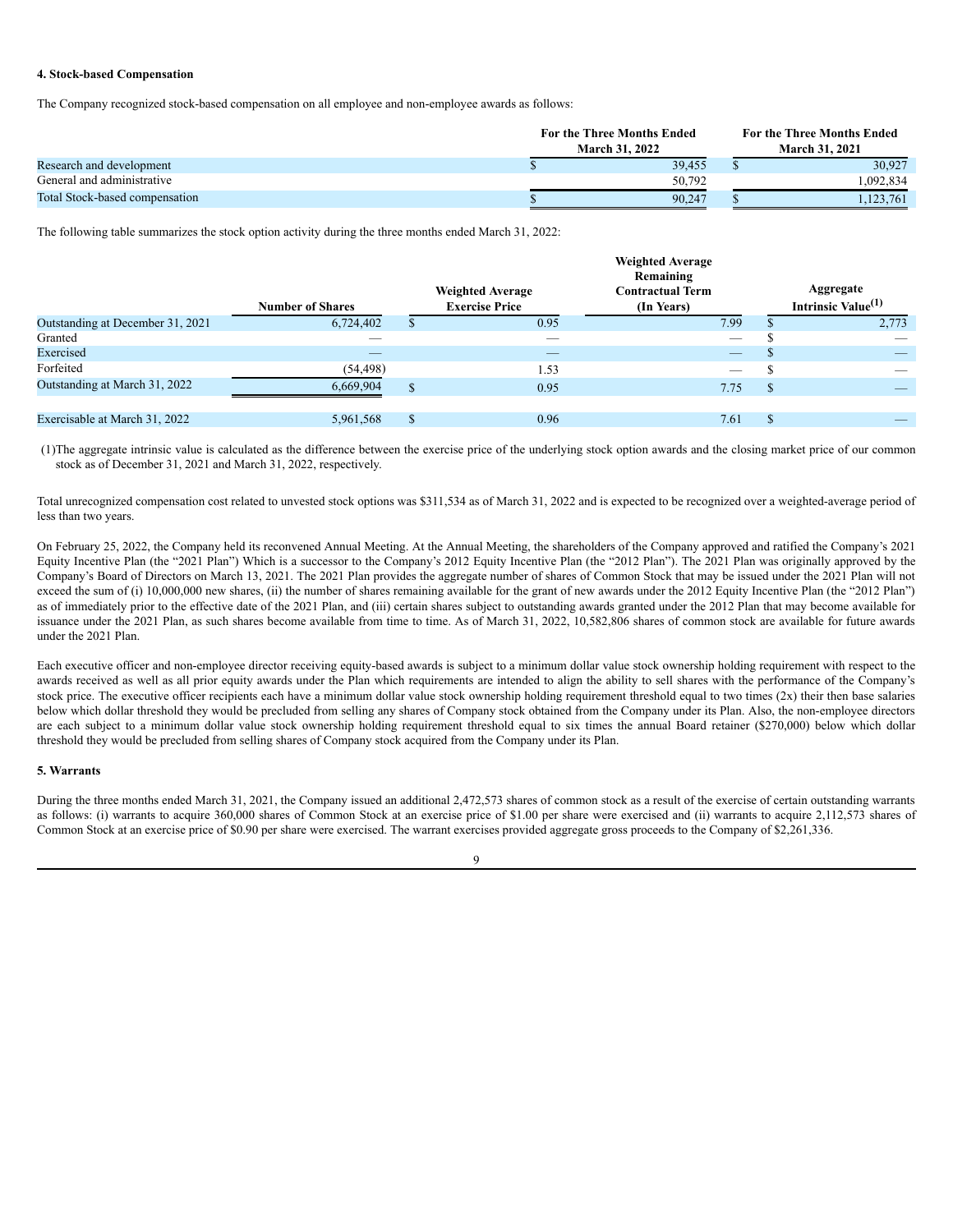**4. Stock-based Compensation**

The Company recognized stock-based compensation on all employee and non-employee awards as follows:

| | For the Three Months Ended March 31, 2022 | For the Three Months Ended March 31, 2021 |
|---|---|---|
| Research and development | $ 39,455 | $ 30,927 |
| General and administrative | 50,792 | 1,092,834 |
| Total Stock-based compensation | $ 90,247 | $ 1,123,761 |

The following table summarizes the stock option activity during the three months ended March 31, 2022:

| | Number of Shares | Weighted Average Exercise Price | Weighted Average Remaining Contractual Term (In Years) | Aggregate Intrinsic Value[(1)] |
|---|---|---|---|---|
| Outstanding at December 31, 2021 | 6,724,402 | $ 0.95 | 7.99 | $ 2,773 |
| Granted | — | — | — | $ — |
| Exercised | — | — | — | $ — |
| Forfeited | (54,498) | 1.53 | — | $ — |
| Outstanding at March 31, 2022 | 6,669,904 | $ 0.95 | 7.75 | $ — |
| | | | | |
| Exercisable at March 31, 2022 | 5,961,568 | $ 0.96 | 7.61 | $ — |

(1)The aggregate intrinsic value is calculated as the difference between the exercise price of the underlying stock option awards and the closing market price of our common stock as of December 31, 2021 and March 31, 2022, respectively.

Total unrecognized compensation cost related to unvested stock options was $311,534 as of March 31, 2022 and is expected to be recognized over a weighted-average period of less than two years.

On February 25, 2022, the Company held its reconvened Annual Meeting. At the Annual Meeting, the shareholders of the Company approved and ratified the Company's 2021 Equity Incentive Plan (the "2021 Plan") Which is a successor to the Company's 2012 Equity Incentive Plan (the "2012 Plan"). The 2021 Plan was originally approved by the Company's Board of Directors on March 13, 2021. The 2021 Plan provides the aggregate number of shares of Common Stock that may be issued under the 2021 Plan will not exceed the sum of (i) 10,000,000 new shares, (ii) the number of shares remaining available for the grant of new awards under the 2012 Equity Incentive Plan (the "2012 Plan") as of immediately prior to the effective date of the 2021 Plan, and (iii) certain shares subject to outstanding awards granted under the 2012 Plan that may become available for issuance under the 2021 Plan, as such shares become available from time to time. As of March 31, 2022, 10,582,806 shares of common stock are available for future awards under the 2021 Plan.

Each executive officer and non-employee director receiving equity-based awards is subject to a minimum dollar value stock ownership holding requirement with respect to the awards received as well as all prior equity awards under the Plan which requirements are intended to align the ability to sell shares with the performance of the Company's stock price. The executive officer recipients each have a minimum dollar value stock ownership holding requirement threshold equal to two times (2x) their then base salaries below which dollar threshold they would be precluded from selling any shares of Company stock obtained from the Company under its Plan. Also, the non-employee directors are each subject to a minimum dollar value stock ownership holding requirement threshold equal to six times the annual Board retainer ($270,000) below which dollar threshold they would be precluded from selling shares of Company stock acquired from the Company under its Plan.

**5. Warrants**

During the three months ended March 31, 2021, the Company issued an additional 2,472,573 shares of common stock as a result of the exercise of certain outstanding warrants as follows: (i) warrants to acquire 360,000 shares of Common Stock at an exercise price of $1.00 per share were exercised and (ii) warrants to acquire 2,112,573 shares of Common Stock at an exercise price of $0.90 per share were exercised. The warrant exercises provided aggregate gross proceeds to the Company of $2,261,336.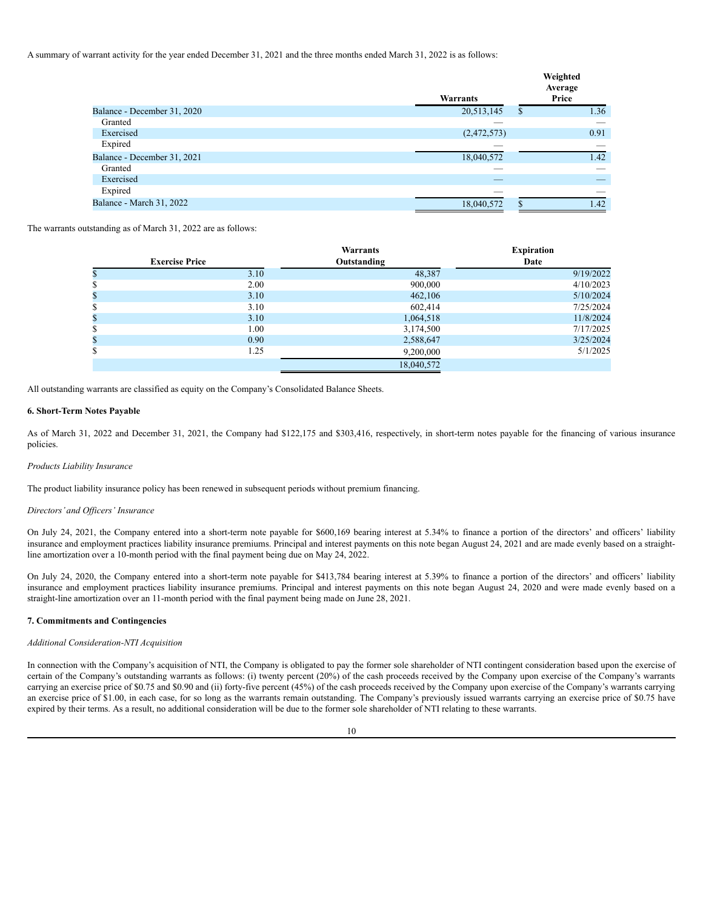A summary of warrant activity for the year ended December 31, 2021 and the three months ended March 31, 2022 is as follows:

| | Warrants | Weighted Average Price |
|---|---|---|
| Balance - December 31, 2020 | 20,513,145 | $ 1.36 |
| Granted | — | — |
| Exercised | (2,472,573) | 0.91 |
| Expired | — | — |
| Balance - December 31, 2021 | 18,040,572 | 1.42 |
| Granted | — | — |
| Exercised | — | — |
| Expired | — | — |
| Balance - March 31, 2022 | 18,040,572 | $ 1.42 |

The warrants outstanding as of March 31, 2022 are as follows:

| Exercise Price | Warrants Outstanding | Expiration Date |
|---|---|---|
| $ 3.10 | 48,387 | 9/19/2022 |
| $ 2.00 | 900,000 | 4/10/2023 |
| $ 3.10 | 462,106 | 5/10/2024 |
| $ 3.10 | 602,414 | 7/25/2024 |
| $ 3.10 | 1,064,518 | 11/8/2024 |
| $ 1.00 | 3,174,500 | 7/17/2025 |
| $ 0.90 | 2,588,647 | 3/25/2024 |
| $ 1.25 | 9,200,000 | 5/1/2025 |
| | 18,040,572 | |

All outstanding warrants are classified as equity on the Company's Consolidated Balance Sheets.

**6. Short-Term Notes Payable**

As of March 31, 2022 and December 31, 2021, the Company had $122,175 and $303,416, respectively, in short-term notes payable for the financing of various insurance policies.

*Products Liability Insurance*

The product liability insurance policy has been renewed in subsequent periods without premium financing.

*Directors' and Officers' Insurance*

On July 24, 2021, the Company entered into a short-term note payable for $600,169 bearing interest at 5.34% to finance a portion of the directors' and officers' liability insurance and employment practices liability insurance premiums. Principal and interest payments on this note began August 24, 2021 and are made evenly based on a straight-line amortization over a 10-month period with the final payment being due on May 24, 2022.

On July 24, 2020, the Company entered into a short-term note payable for $413,784 bearing interest at 5.39% to finance a portion of the directors' and officers' liability insurance and employment practices liability insurance premiums. Principal and interest payments on this note began August 24, 2020 and were made evenly based on a straight-line amortization over an 11-month period with the final payment being made on June 28, 2021.

**7. Commitments and Contingencies**

*Additional Consideration-NTI Acquisition*

In connection with the Company's acquisition of NTI, the Company is obligated to pay the former sole shareholder of NTI contingent consideration based upon the exercise of certain of the Company's outstanding warrants as follows: (i) twenty percent (20%) of the cash proceeds received by the Company upon exercise of the Company's warrants carrying an exercise price of $0.75 and $0.90 and (ii) forty-five percent (45%) of the cash proceeds received by the Company upon exercise of the Company's warrants carrying an exercise price of $1.00, in each case, for so long as the warrants remain outstanding. The Company's previously issued warrants carrying an exercise price of $0.75 have expired by their terms. As a result, no additional consideration will be due to the former sole shareholder of NTI relating to these warrants.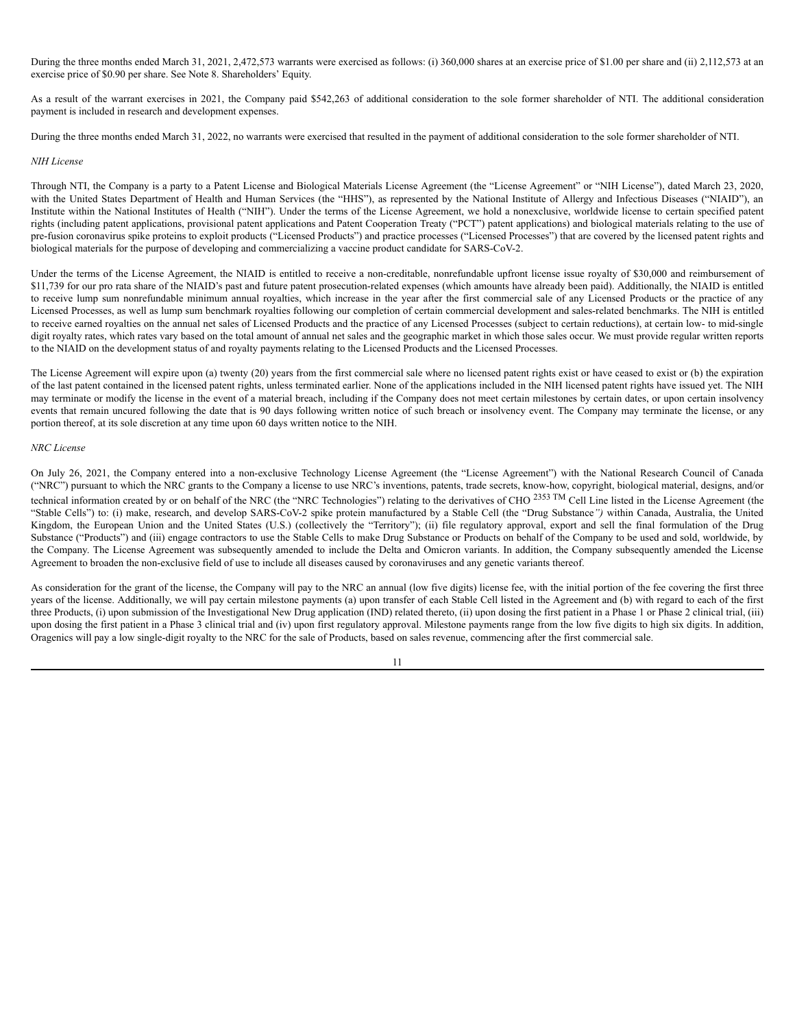During the three months ended March 31, 2021, 2,472,573 warrants were exercised as follows: (i) 360,000 shares at an exercise price of $1.00 per share and (ii) 2,112,573 at an exercise price of $0.90 per share. See Note 8. Shareholders' Equity.

As a result of the warrant exercises in 2021, the Company paid $542,263 of additional consideration to the sole former shareholder of NTI. The additional consideration payment is included in research and development expenses.

During the three months ended March 31, 2022, no warrants were exercised that resulted in the payment of additional consideration to the sole former shareholder of NTI.

*NIH License*

Through NTI, the Company is a party to a Patent License and Biological Materials License Agreement (the "License Agreement" or "NIH License"), dated March 23, 2020, with the United States Department of Health and Human Services (the "HHS"), as represented by the National Institute of Allergy and Infectious Diseases ("NIAID"), an Institute within the National Institutes of Health ("NIH"). Under the terms of the License Agreement, we hold a nonexclusive, worldwide license to certain specified patent rights (including patent applications, provisional patent applications and Patent Cooperation Treaty ("PCT") patent applications) and biological materials relating to the use of pre-fusion coronavirus spike proteins to exploit products ("Licensed Products") and practice processes ("Licensed Processes") that are covered by the licensed patent rights and biological materials for the purpose of developing and commercializing a vaccine product candidate for SARS-CoV-2.

Under the terms of the License Agreement, the NIAID is entitled to receive a non-creditable, nonrefundable upfront license issue royalty of $30,000 and reimbursement of $11,739 for our pro rata share of the NIAID's past and future patent prosecution-related expenses (which amounts have already been paid). Additionally, the NIAID is entitled to receive lump sum nonrefundable minimum annual royalties, which increase in the year after the first commercial sale of any Licensed Products or the practice of any Licensed Processes, as well as lump sum benchmark royalties following our completion of certain commercial development and sales-related benchmarks. The NIH is entitled to receive earned royalties on the annual net sales of Licensed Products and the practice of any Licensed Processes (subject to certain reductions), at certain low- to mid-single digit royalty rates, which rates vary based on the total amount of annual net sales and the geographic market in which those sales occur. We must provide regular written reports to the NIAID on the development status of and royalty payments relating to the Licensed Products and the Licensed Processes.

The License Agreement will expire upon (a) twenty (20) years from the first commercial sale where no licensed patent rights exist or have ceased to exist or (b) the expiration of the last patent contained in the licensed patent rights, unless terminated earlier. None of the applications included in the NIH licensed patent rights have issued yet. The NIH may terminate or modify the license in the event of a material breach, including if the Company does not meet certain milestones by certain dates, or upon certain insolvency events that remain uncured following the date that is 90 days following written notice of such breach or insolvency event. The Company may terminate the license, or any portion thereof, at its sole discretion at any time upon 60 days written notice to the NIH.

*NRC License*

On July 26, 2021, the Company entered into a non-exclusive Technology License Agreement (the "License Agreement") with the National Research Council of Canada ("NRC") pursuant to which the NRC grants to the Company a license to use NRC's inventions, patents, trade secrets, know-how, copyright, biological material, designs, and/or technical information created by or on behalf of the NRC (the "NRC Technologies") relating to the derivatives of CHO $^{2353\ TM}$ Cell Line listed in the License Agreement (the "Stable Cells") to: (i) make, research, and develop SARS-CoV-2 spike protein manufactured by a Stable Cell (the "Drug Substance*")* within Canada, Australia, the United Kingdom, the European Union and the United States (U.S.) (collectively the "Territory"); (ii) file regulatory approval, export and sell the final formulation of the Drug Substance ("Products") and (iii) engage contractors to use the Stable Cells to make Drug Substance or Products on behalf of the Company to be used and sold, worldwide, by the Company. The License Agreement was subsequently amended to include the Delta and Omicron variants. In addition, the Company subsequently amended the License Agreement to broaden the non-exclusive field of use to include all diseases caused by coronaviruses and any genetic variants thereof.

As consideration for the grant of the license, the Company will pay to the NRC an annual (low five digits) license fee, with the initial portion of the fee covering the first three years of the license. Additionally, we will pay certain milestone payments (a) upon transfer of each Stable Cell listed in the Agreement and (b) with regard to each of the first three Products, (i) upon submission of the Investigational New Drug application (IND) related thereto, (ii) upon dosing the first patient in a Phase 1 or Phase 2 clinical trial, (iii) upon dosing the first patient in a Phase 3 clinical trial and (iv) upon first regulatory approval. Milestone payments range from the low five digits to high six digits. In addition, Oragenics will pay a low single-digit royalty to the NRC for the sale of Products, based on sales revenue, commencing after the first commercial sale.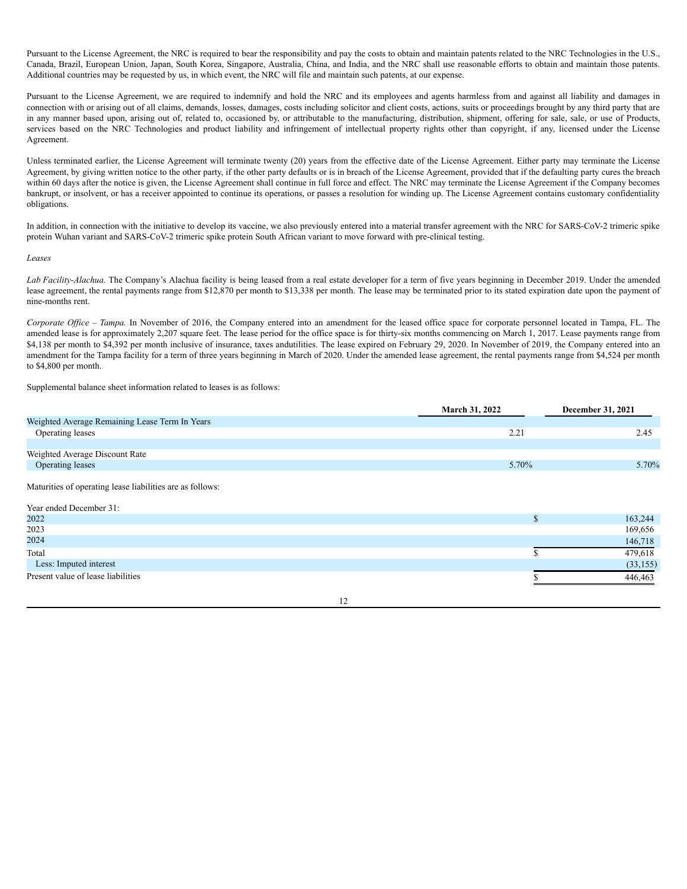Pursuant to the License Agreement, the NRC is required to bear the responsibility and pay the costs to obtain and maintain patents related to the NRC Technologies in the U.S., Canada, Brazil, European Union, Japan, South Korea, Singapore, Australia, China, and India, and the NRC shall use reasonable efforts to obtain and maintain those patents. Additional countries may be requested by us, in which event, the NRC will file and maintain such patents, at our expense.

Pursuant to the License Agreement, we are required to indemnify and hold the NRC and its employees and agents harmless from and against all liability and damages in connection with or arising out of all claims, demands, losses, damages, costs including solicitor and client costs, actions, suits or proceedings brought by any third party that are in any manner based upon, arising out of, related to, occasioned by, or attributable to the manufacturing, distribution, shipment, offering for sale, sale, or use of Products, services based on the NRC Technologies and product liability and infringement of intellectual property rights other than copyright, if any, licensed under the License Agreement.

Unless terminated earlier, the License Agreement will terminate twenty (20) years from the effective date of the License Agreement. Either party may terminate the License Agreement, by giving written notice to the other party, if the other party defaults or is in breach of the License Agreement, provided that if the defaulting party cures the breach within 60 days after the notice is given, the License Agreement shall continue in full force and effect. The NRC may terminate the License Agreement if the Company becomes bankrupt, or insolvent, or has a receiver appointed to continue its operations, or passes a resolution for winding up. The License Agreement contains customary confidentiality obligations.

In addition, in connection with the initiative to develop its vaccine, we also previously entered into a material transfer agreement with the NRC for SARS-CoV-2 trimeric spike protein Wuhan variant and SARS-CoV-2 trimeric spike protein South African variant to move forward with pre-clinical testing.

*Leases*

*Lab Facility-Alachua.* The Company's Alachua facility is being leased from a real estate developer for a term of five years beginning in December 2019. Under the amended lease agreement, the rental payments range from $12,870 per month to $13,338 per month. The lease may be terminated prior to its stated expiration date upon the payment of nine-months rent.

*Corporate Office – Tampa.* In November of 2016, the Company entered into an amendment for the leased office space for corporate personnel located in Tampa, FL. The amended lease is for approximately 2,207 square feet. The lease period for the office space is for thirty-six months commencing on March 1, 2017. Lease payments range from $4,138 per month to $4,392 per month inclusive of insurance, taxes andutilities. The lease expired on February 29, 2020. In November of 2019, the Company entered into an amendment for the Tampa facility for a term of three years beginning in March of 2020. Under the amended lease agreement, the rental payments range from $4,524 per month to $4,800 per month.

Supplemental balance sheet information related to leases is as follows:

| | March 31, 2022 | December 31, 2021 |
|---|---|---|
| Weighted Average Remaining Lease Term In Years | | |
| Operating leases | 2.21 | 2.45 |
| | | |
| Weighted Average Discount Rate | | |
| Operating leases | 5.70% | 5.70% |

Maturities of operating lease liabilities are as follows:

| Year ended December 31: | | |
|---|---|---|
| 2022 | $ | 163,244 |
| 2023 | | 169,656 |
| 2024 | | 146,718 |
| Total | $ | 479,618 |
| Less: Imputed interest | | (33,155) |
| Present value of lease liabilities | $ | 446,463 |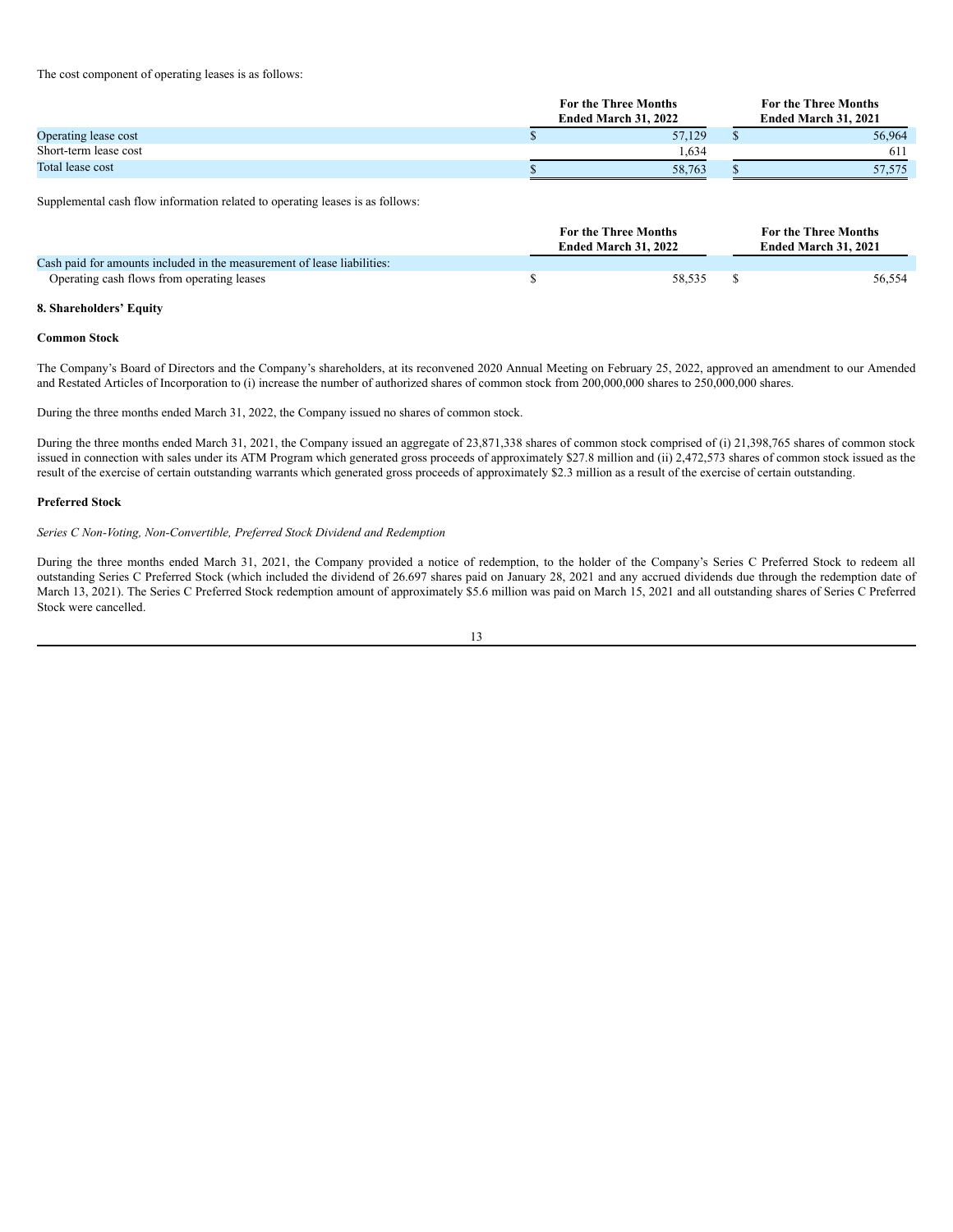The cost component of operating leases is as follows:

| | For the Three Months Ended March 31, 2022 | For the Three Months Ended March 31, 2021 |
|---|---|---|
| Operating lease cost | $ 57,129 | $ 56,964 |
| Short-term lease cost | 1,634 | 611 |
| Total lease cost | $ 58,763 | $ 57,575 |

Supplemental cash flow information related to operating leases is as follows:

| | For the Three Months Ended March 31, 2022 | For the Three Months Ended March 31, 2021 |
|---|---|---|
| Cash paid for amounts included in the measurement of lease liabilities: | | |
| Operating cash flows from operating leases | $ 58,535 | $ 56,554 |

**8. Shareholders' Equity**

**Common Stock**

The Company's Board of Directors and the Company's shareholders, at its reconvened 2020 Annual Meeting on February 25, 2022, approved an amendment to our Amended and Restated Articles of Incorporation to (i) increase the number of authorized shares of common stock from 200,000,000 shares to 250,000,000 shares.

During the three months ended March 31, 2022, the Company issued no shares of common stock.

During the three months ended March 31, 2021, the Company issued an aggregate of 23,871,338 shares of common stock comprised of (i) 21,398,765 shares of common stock issued in connection with sales under its ATM Program which generated gross proceeds of approximately $27.8 million and (ii) 2,472,573 shares of common stock issued as the result of the exercise of certain outstanding warrants which generated gross proceeds of approximately $2.3 million as a result of the exercise of certain outstanding.

**Preferred Stock**

*Series C Non-Voting, Non-Convertible, Preferred Stock Dividend and Redemption*

During the three months ended March 31, 2021, the Company provided a notice of redemption, to the holder of the Company's Series C Preferred Stock to redeem all outstanding Series C Preferred Stock (which included the dividend of 26.697 shares paid on January 28, 2021 and any accrued dividends due through the redemption date of March 13, 2021). The Series C Preferred Stock redemption amount of approximately $5.6 million was paid on March 15, 2021 and all outstanding shares of Series C Preferred Stock were cancelled.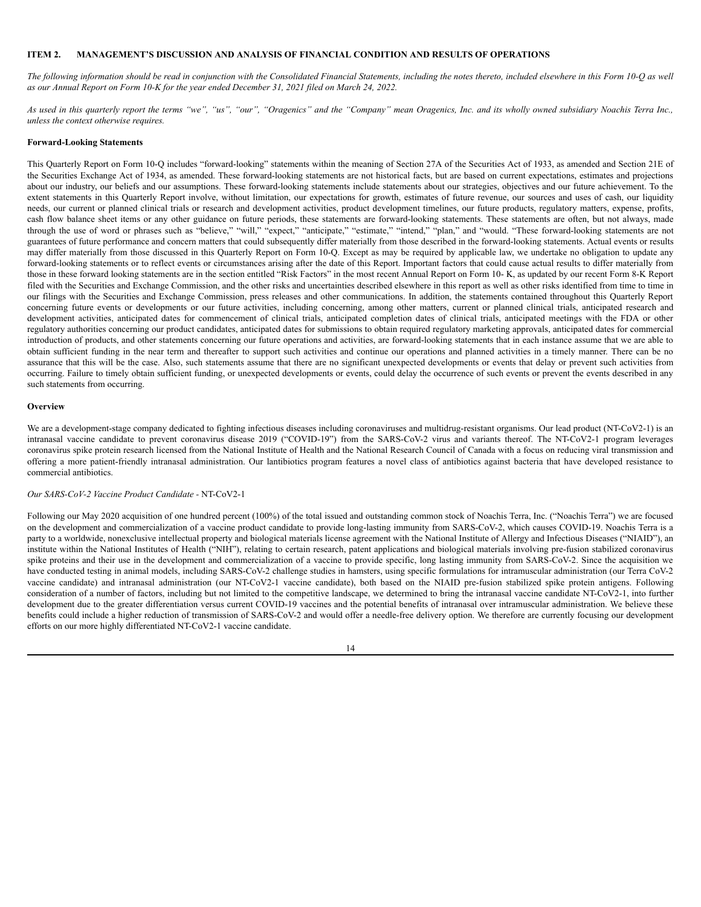**ITEM 2. MANAGEMENT'S DISCUSSION AND ANALYSIS OF FINANCIAL CONDITION AND RESULTS OF OPERATIONS**

*The following information should be read in conjunction with the Consolidated Financial Statements, including the notes thereto, included elsewhere in this Form 10-Q as well as our Annual Report on Form 10-K for the year ended December 31, 2021 filed on March 24, 2022.*

*As used in this quarterly report the terms "we", "us", "our", "Oragenics" and the "Company" mean Oragenics, Inc. and its wholly owned subsidiary Noachis Terra Inc., unless the context otherwise requires.*

**Forward-Looking Statements**

This Quarterly Report on Form 10-Q includes "forward-looking" statements within the meaning of Section 27A of the Securities Act of 1933, as amended and Section 21E of the Securities Exchange Act of 1934, as amended. These forward-looking statements are not historical facts, but are based on current expectations, estimates and projections about our industry, our beliefs and our assumptions. These forward-looking statements include statements about our strategies, objectives and our future achievement. To the extent statements in this Quarterly Report involve, without limitation, our expectations for growth, estimates of future revenue, our sources and uses of cash, our liquidity needs, our current or planned clinical trials or research and development activities, product development timelines, our future products, regulatory matters, expense, profits, cash flow balance sheet items or any other guidance on future periods, these statements are forward-looking statements. These statements are often, but not always, made through the use of word or phrases such as "believe," "will," "expect," "anticipate," "estimate," "intend," "plan," and "would. "These forward-looking statements are not guarantees of future performance and concern matters that could subsequently differ materially from those described in the forward-looking statements. Actual events or results may differ materially from those discussed in this Quarterly Report on Form 10-Q. Except as may be required by applicable law, we undertake no obligation to update any forward-looking statements or to reflect events or circumstances arising after the date of this Report. Important factors that could cause actual results to differ materially from those in these forward looking statements are in the section entitled "Risk Factors" in the most recent Annual Report on Form 10- K, as updated by our recent Form 8-K Report filed with the Securities and Exchange Commission, and the other risks and uncertainties described elsewhere in this report as well as other risks identified from time to time in our filings with the Securities and Exchange Commission, press releases and other communications. In addition, the statements contained throughout this Quarterly Report concerning future events or developments or our future activities, including concerning, among other matters, current or planned clinical trials, anticipated research and development activities, anticipated dates for commencement of clinical trials, anticipated completion dates of clinical trials, anticipated meetings with the FDA or other regulatory authorities concerning our product candidates, anticipated dates for submissions to obtain required regulatory marketing approvals, anticipated dates for commercial introduction of products, and other statements concerning our future operations and activities, are forward-looking statements that in each instance assume that we are able to obtain sufficient funding in the near term and thereafter to support such activities and continue our operations and planned activities in a timely manner. There can be no assurance that this will be the case. Also, such statements assume that there are no significant unexpected developments or events that delay or prevent such activities from occurring. Failure to timely obtain sufficient funding, or unexpected developments or events, could delay the occurrence of such events or prevent the events described in any such statements from occurring.

**Overview**

We are a development-stage company dedicated to fighting infectious diseases including coronaviruses and multidrug-resistant organisms. Our lead product (NT-CoV2-1) is an intranasal vaccine candidate to prevent coronavirus disease 2019 ("COVID-19") from the SARS-CoV-2 virus and variants thereof. The NT-CoV2-1 program leverages coronavirus spike protein research licensed from the National Institute of Health and the National Research Council of Canada with a focus on reducing viral transmission and offering a more patient-friendly intranasal administration. Our lantibiotics program features a novel class of antibiotics against bacteria that have developed resistance to commercial antibiotics.

*Our SARS-CoV-2 Vaccine Product Candidate* - NT-CoV2-1

Following our May 2020 acquisition of one hundred percent (100%) of the total issued and outstanding common stock of Noachis Terra, Inc. ("Noachis Terra") we are focused on the development and commercialization of a vaccine product candidate to provide long-lasting immunity from SARS-CoV-2, which causes COVID-19. Noachis Terra is a party to a worldwide, nonexclusive intellectual property and biological materials license agreement with the National Institute of Allergy and Infectious Diseases ("NIAID"), an institute within the National Institutes of Health ("NIH"), relating to certain research, patent applications and biological materials involving pre-fusion stabilized coronavirus spike proteins and their use in the development and commercialization of a vaccine to provide specific, long lasting immunity from SARS-CoV-2. Since the acquisition we have conducted testing in animal models, including SARS-CoV-2 challenge studies in hamsters, using specific formulations for intramuscular administration (our Terra CoV-2 vaccine candidate) and intranasal administration (our NT-CoV2-1 vaccine candidate), both based on the NIAID pre-fusion stabilized spike protein antigens. Following consideration of a number of factors, including but not limited to the competitive landscape, we determined to bring the intranasal vaccine candidate NT-CoV2-1, into further development due to the greater differentiation versus current COVID-19 vaccines and the potential benefits of intranasal over intramuscular administration. We believe these benefits could include a higher reduction of transmission of SARS-CoV-2 and would offer a needle-free delivery option. We therefore are currently focusing our development efforts on our more highly differentiated NT-CoV2-1 vaccine candidate.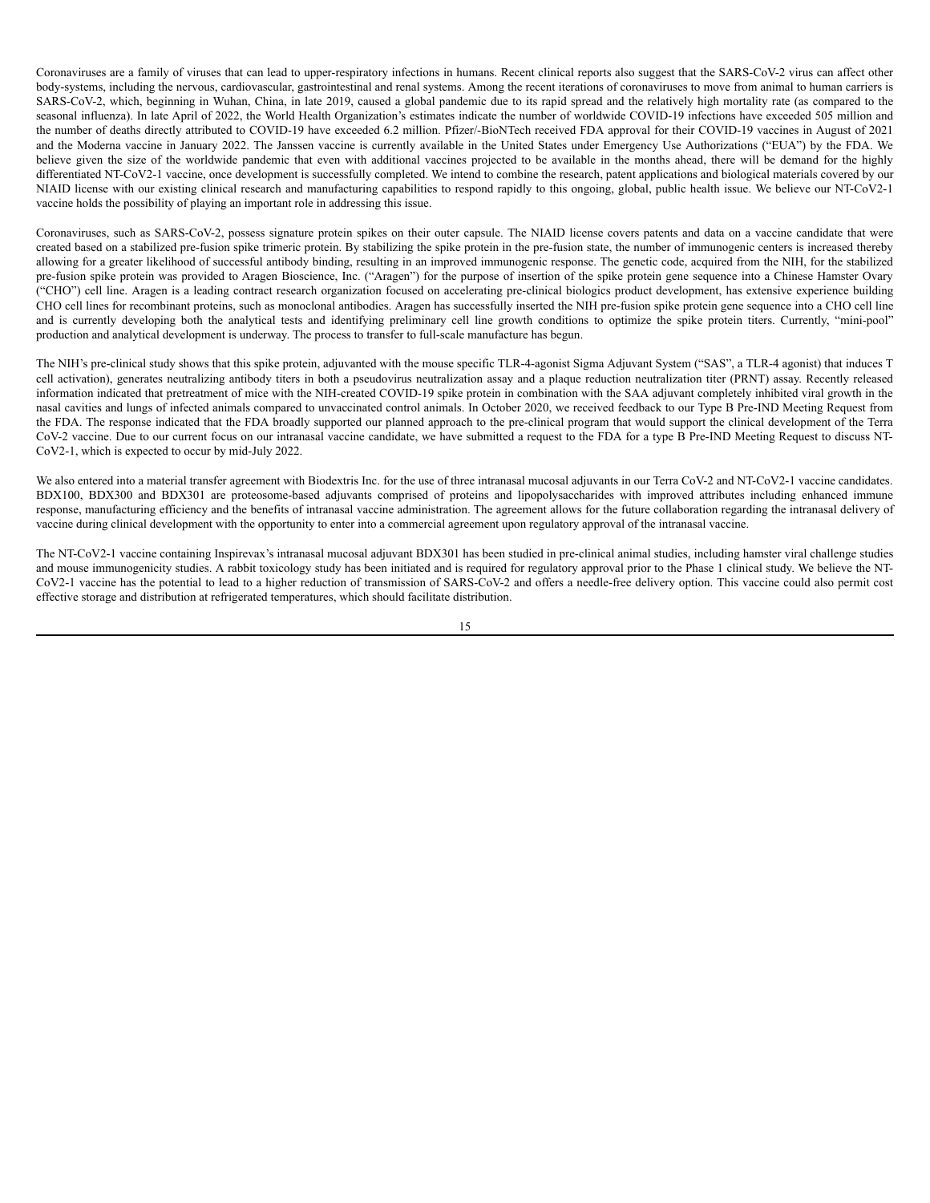Coronaviruses are a family of viruses that can lead to upper-respiratory infections in humans. Recent clinical reports also suggest that the SARS-CoV-2 virus can affect other body-systems, including the nervous, cardiovascular, gastrointestinal and renal systems. Among the recent iterations of coronaviruses to move from animal to human carriers is SARS-CoV-2, which, beginning in Wuhan, China, in late 2019, caused a global pandemic due to its rapid spread and the relatively high mortality rate (as compared to the seasonal influenza). In late April of 2022, the World Health Organization's estimates indicate the number of worldwide COVID-19 infections have exceeded 505 million and the number of deaths directly attributed to COVID-19 have exceeded 6.2 million. Pfizer/-BioNTech received FDA approval for their COVID-19 vaccines in August of 2021 and the Moderna vaccine in January 2022. The Janssen vaccine is currently available in the United States under Emergency Use Authorizations ("EUA") by the FDA. We believe given the size of the worldwide pandemic that even with additional vaccines projected to be available in the months ahead, there will be demand for the highly differentiated NT-CoV2-1 vaccine, once development is successfully completed. We intend to combine the research, patent applications and biological materials covered by our NIAID license with our existing clinical research and manufacturing capabilities to respond rapidly to this ongoing, global, public health issue. We believe our NT-CoV2-1 vaccine holds the possibility of playing an important role in addressing this issue.

Coronaviruses, such as SARS-CoV-2, possess signature protein spikes on their outer capsule. The NIAID license covers patents and data on a vaccine candidate that were created based on a stabilized pre-fusion spike trimeric protein. By stabilizing the spike protein in the pre-fusion state, the number of immunogenic centers is increased thereby allowing for a greater likelihood of successful antibody binding, resulting in an improved immunogenic response. The genetic code, acquired from the NIH, for the stabilized pre-fusion spike protein was provided to Aragen Bioscience, Inc. ("Aragen") for the purpose of insertion of the spike protein gene sequence into a Chinese Hamster Ovary ("CHO") cell line. Aragen is a leading contract research organization focused on accelerating pre-clinical biologics product development, has extensive experience building CHO cell lines for recombinant proteins, such as monoclonal antibodies. Aragen has successfully inserted the NIH pre-fusion spike protein gene sequence into a CHO cell line and is currently developing both the analytical tests and identifying preliminary cell line growth conditions to optimize the spike protein titers. Currently, "mini-pool" production and analytical development is underway. The process to transfer to full-scale manufacture has begun.

The NIH's pre-clinical study shows that this spike protein, adjuvanted with the mouse specific TLR-4-agonist Sigma Adjuvant System ("SAS", a TLR-4 agonist) that induces T cell activation), generates neutralizing antibody titers in both a pseudovirus neutralization assay and a plaque reduction neutralization titer (PRNT) assay. Recently released information indicated that pretreatment of mice with the NIH-created COVID-19 spike protein in combination with the SAA adjuvant completely inhibited viral growth in the nasal cavities and lungs of infected animals compared to unvaccinated control animals. In October 2020, we received feedback to our Type B Pre-IND Meeting Request from the FDA. The response indicated that the FDA broadly supported our planned approach to the pre-clinical program that would support the clinical development of the Terra CoV-2 vaccine. Due to our current focus on our intranasal vaccine candidate, we have submitted a request to the FDA for a type B Pre-IND Meeting Request to discuss NT-CoV2-1, which is expected to occur by mid-July 2022.

We also entered into a material transfer agreement with Biodextris Inc. for the use of three intranasal mucosal adjuvants in our Terra CoV-2 and NT-CoV2-1 vaccine candidates. BDX100, BDX300 and BDX301 are proteosome-based adjuvants comprised of proteins and lipopolysaccharides with improved attributes including enhanced immune response, manufacturing efficiency and the benefits of intranasal vaccine administration. The agreement allows for the future collaboration regarding the intranasal delivery of vaccine during clinical development with the opportunity to enter into a commercial agreement upon regulatory approval of the intranasal vaccine.

The NT-CoV2-1 vaccine containing Inspirevax's intranasal mucosal adjuvant BDX301 has been studied in pre-clinical animal studies, including hamster viral challenge studies and mouse immunogenicity studies. A rabbit toxicology study has been initiated and is required for regulatory approval prior to the Phase 1 clinical study. We believe the NT-CoV2-1 vaccine has the potential to lead to a higher reduction of transmission of SARS-CoV-2 and offers a needle-free delivery option. This vaccine could also permit cost effective storage and distribution at refrigerated temperatures, which should facilitate distribution.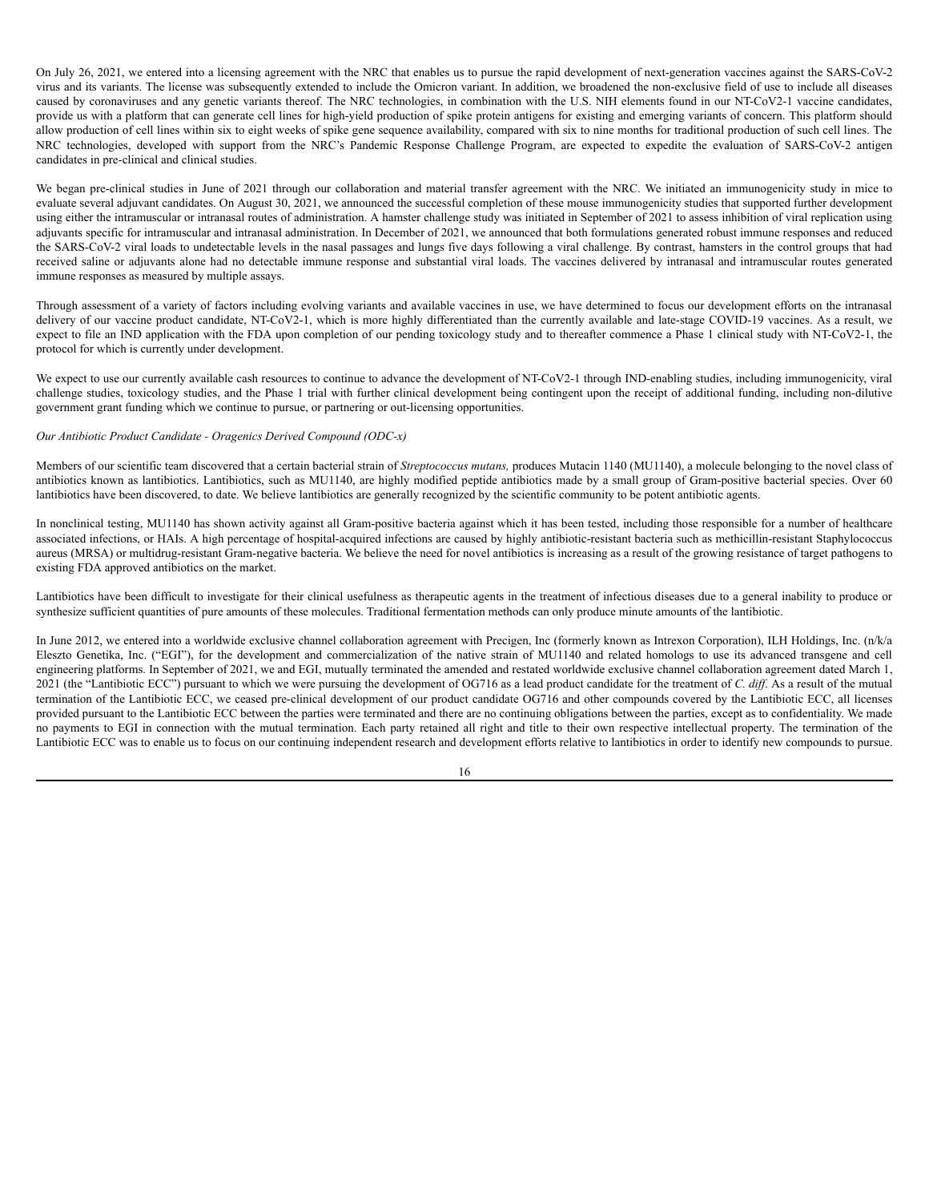On July 26, 2021, we entered into a licensing agreement with the NRC that enables us to pursue the rapid development of next-generation vaccines against the SARS-CoV-2 virus and its variants. The license was subsequently extended to include the Omicron variant. In addition, we broadened the non-exclusive field of use to include all diseases caused by coronaviruses and any genetic variants thereof. The NRC technologies, in combination with the U.S. NIH elements found in our NT-CoV2-1 vaccine candidates, provide us with a platform that can generate cell lines for high-yield production of spike protein antigens for existing and emerging variants of concern. This platform should allow production of cell lines within six to eight weeks of spike gene sequence availability, compared with six to nine months for traditional production of such cell lines. The NRC technologies, developed with support from the NRC's Pandemic Response Challenge Program, are expected to expedite the evaluation of SARS-CoV-2 antigen candidates in pre-clinical and clinical studies.

We began pre-clinical studies in June of 2021 through our collaboration and material transfer agreement with the NRC. We initiated an immunogenicity study in mice to evaluate several adjuvant candidates. On August 30, 2021, we announced the successful completion of these mouse immunogenicity studies that supported further development using either the intramuscular or intranasal routes of administration. A hamster challenge study was initiated in September of 2021 to assess inhibition of viral replication using adjuvants specific for intramuscular and intranasal administration. In December of 2021, we announced that both formulations generated robust immune responses and reduced the SARS-CoV-2 viral loads to undetectable levels in the nasal passages and lungs five days following a viral challenge. By contrast, hamsters in the control groups that had received saline or adjuvants alone had no detectable immune response and substantial viral loads. The vaccines delivered by intranasal and intramuscular routes generated immune responses as measured by multiple assays.

Through assessment of a variety of factors including evolving variants and available vaccines in use, we have determined to focus our development efforts on the intranasal delivery of our vaccine product candidate, NT-CoV2-1, which is more highly differentiated than the currently available and late-stage COVID-19 vaccines. As a result, we expect to file an IND application with the FDA upon completion of our pending toxicology study and to thereafter commence a Phase 1 clinical study with NT-CoV2-1, the protocol for which is currently under development.

We expect to use our currently available cash resources to continue to advance the development of NT-CoV2-1 through IND-enabling studies, including immunogenicity, viral challenge studies, toxicology studies, and the Phase 1 trial with further clinical development being contingent upon the receipt of additional funding, including non-dilutive government grant funding which we continue to pursue, or partnering or out-licensing opportunities.

*Our Antibiotic Product Candidate - Oragenics Derived Compound (ODC-x)*

Members of our scientific team discovered that a certain bacterial strain of *Streptococcus mutans,* produces Mutacin 1140 (MU1140), a molecule belonging to the novel class of antibiotics known as lantibiotics. Lantibiotics, such as MU1140, are highly modified peptide antibiotics made by a small group of Gram-positive bacterial species. Over 60 lantibiotics have been discovered, to date. We believe lantibiotics are generally recognized by the scientific community to be potent antibiotic agents.

In nonclinical testing, MU1140 has shown activity against all Gram-positive bacteria against which it has been tested, including those responsible for a number of healthcare associated infections, or HAIs. A high percentage of hospital-acquired infections are caused by highly antibiotic-resistant bacteria such as methicillin-resistant Staphylococcus aureus (MRSA) or multidrug-resistant Gram-negative bacteria. We believe the need for novel antibiotics is increasing as a result of the growing resistance of target pathogens to existing FDA approved antibiotics on the market.

Lantibiotics have been difficult to investigate for their clinical usefulness as therapeutic agents in the treatment of infectious diseases due to a general inability to produce or synthesize sufficient quantities of pure amounts of these molecules. Traditional fermentation methods can only produce minute amounts of the lantibiotic.

In June 2012, we entered into a worldwide exclusive channel collaboration agreement with Precigen, Inc (formerly known as Intrexon Corporation), ILH Holdings, Inc. (n/k/a Eleszto Genetika, Inc. ("EGI"), for the development and commercialization of the native strain of MU1140 and related homologs to use its advanced transgene and cell engineering platforms. In September of 2021, we and EGI, mutually terminated the amended and restated worldwide exclusive channel collaboration agreement dated March 1, 2021 (the "Lantibiotic ECC") pursuant to which we were pursuing the development of OG716 as a lead product candidate for the treatment of *C. diff*. As a result of the mutual termination of the Lantibiotic ECC, we ceased pre-clinical development of our product candidate OG716 and other compounds covered by the Lantibiotic ECC, all licenses provided pursuant to the Lantibiotic ECC between the parties were terminated and there are no continuing obligations between the parties, except as to confidentiality. We made no payments to EGI in connection with the mutual termination. Each party retained all right and title to their own respective intellectual property. The termination of the Lantibiotic ECC was to enable us to focus on our continuing independent research and development efforts relative to lantibiotics in order to identify new compounds to pursue.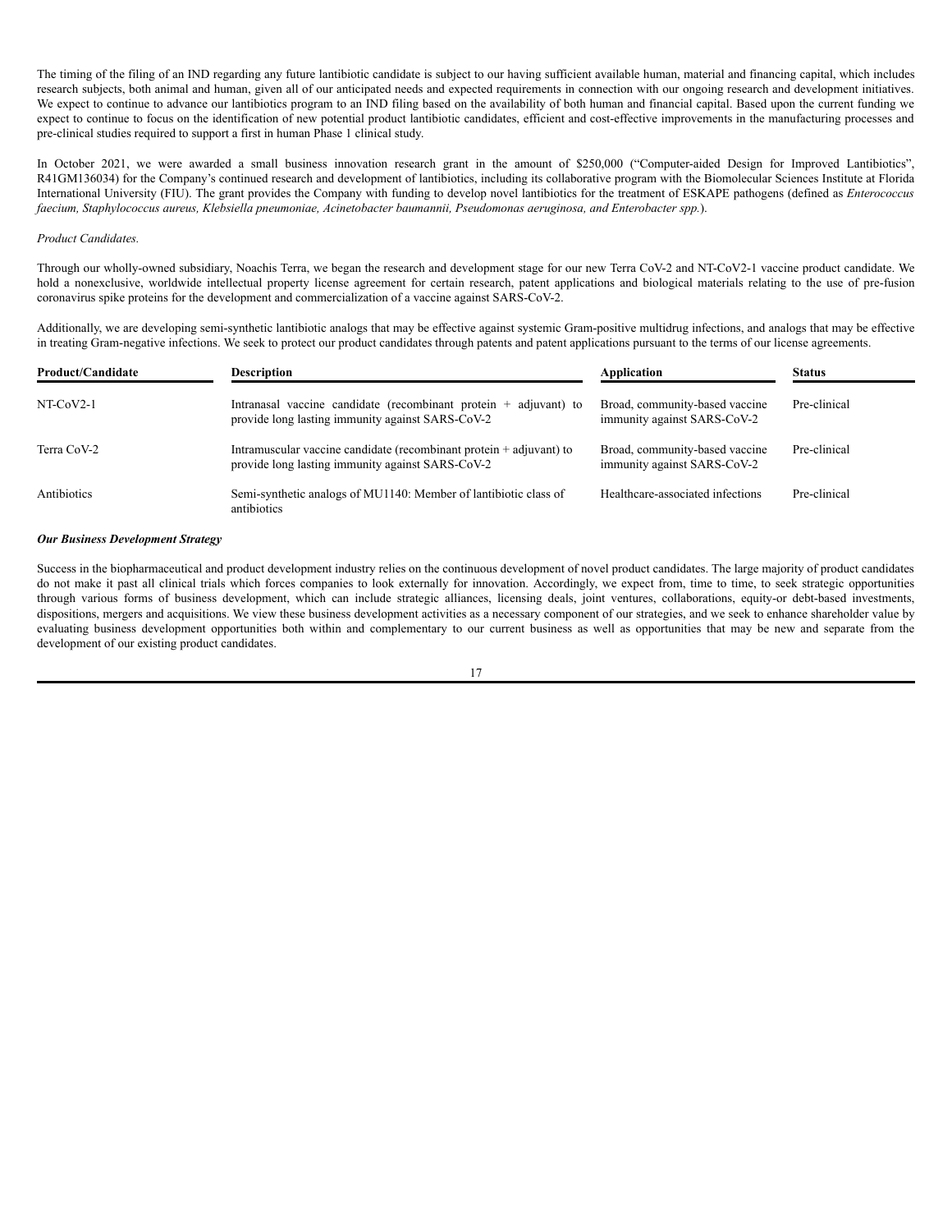The timing of the filing of an IND regarding any future lantibiotic candidate is subject to our having sufficient available human, material and financing capital, which includes research subjects, both animal and human, given all of our anticipated needs and expected requirements in connection with our ongoing research and development initiatives. We expect to continue to advance our lantibiotics program to an IND filing based on the availability of both human and financial capital. Based upon the current funding we expect to continue to focus on the identification of new potential product lantibiotic candidates, efficient and cost-effective improvements in the manufacturing processes and pre-clinical studies required to support a first in human Phase 1 clinical study.

In October 2021, we were awarded a small business innovation research grant in the amount of $250,000 ("Computer-aided Design for Improved Lantibiotics", R41GM136034) for the Company's continued research and development of lantibiotics, including its collaborative program with the Biomolecular Sciences Institute at Florida International University (FIU). The grant provides the Company with funding to develop novel lantibiotics for the treatment of ESKAPE pathogens (defined as *Enterococcus faecium, Staphylococcus aureus, Klebsiella pneumoniae, Acinetobacter baumannii, Pseudomonas aeruginosa, and Enterobacter spp.*).

*Product Candidates.*

Through our wholly-owned subsidiary, Noachis Terra, we began the research and development stage for our new Terra CoV-2 and NT-CoV2-1 vaccine product candidate. We hold a nonexclusive, worldwide intellectual property license agreement for certain research, patent applications and biological materials relating to the use of pre-fusion coronavirus spike proteins for the development and commercialization of a vaccine against SARS-CoV-2.

Additionally, we are developing semi-synthetic lantibiotic analogs that may be effective against systemic Gram-positive multidrug infections, and analogs that may be effective in treating Gram-negative infections. We seek to protect our product candidates through patents and patent applications pursuant to the terms of our license agreements.

| Product/Candidate | Description | Application | Status |
|---|---|---|---|
| NT-CoV2-1 | Intranasal vaccine candidate (recombinant protein + adjuvant) to provide long lasting immunity against SARS-CoV-2 | Broad, community-based vaccine immunity against SARS-CoV-2 | Pre-clinical |
| Terra CoV-2 | Intramuscular vaccine candidate (recombinant protein + adjuvant) to provide long lasting immunity against SARS-CoV-2 | Broad, community-based vaccine immunity against SARS-CoV-2 | Pre-clinical |
| Antibiotics | Semi-synthetic analogs of MU1140: Member of lantibiotic class of antibiotics | Healthcare-associated infections | Pre-clinical |

***Our Business Development Strategy***

Success in the biopharmaceutical and product development industry relies on the continuous development of novel product candidates. The large majority of product candidates do not make it past all clinical trials which forces companies to look externally for innovation. Accordingly, we expect from, time to time, to seek strategic opportunities through various forms of business development, which can include strategic alliances, licensing deals, joint ventures, collaborations, equity-or debt-based investments, dispositions, mergers and acquisitions. We view these business development activities as a necessary component of our strategies, and we seek to enhance shareholder value by evaluating business development opportunities both within and complementary to our current business as well as opportunities that may be new and separate from the development of our existing product candidates.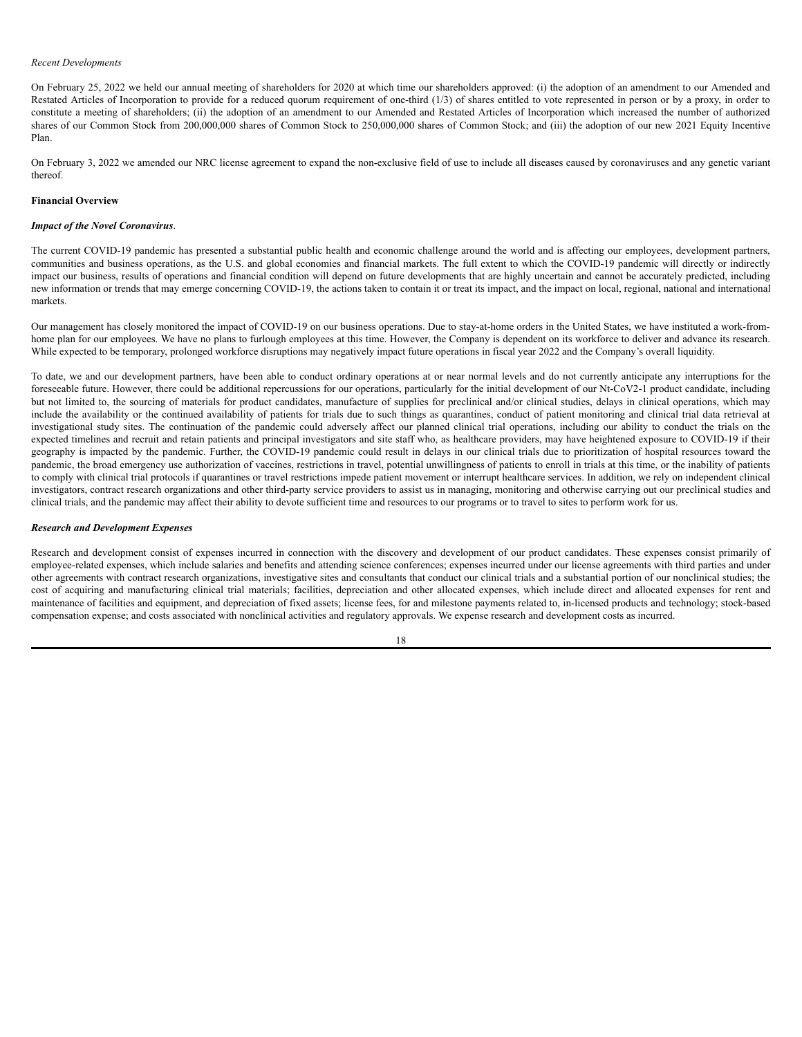*Recent Developments*

On February 25, 2022 we held our annual meeting of shareholders for 2020 at which time our shareholders approved: (i) the adoption of an amendment to our Amended and Restated Articles of Incorporation to provide for a reduced quorum requirement of one-third (1/3) of shares entitled to vote represented in person or by a proxy, in order to constitute a meeting of shareholders; (ii) the adoption of an amendment to our Amended and Restated Articles of Incorporation which increased the number of authorized shares of our Common Stock from 200,000,000 shares of Common Stock to 250,000,000 shares of Common Stock; and (iii) the adoption of our new 2021 Equity Incentive Plan.

On February 3, 2022 we amended our NRC license agreement to expand the non-exclusive field of use to include all diseases caused by coronaviruses and any genetic variant thereof.

**Financial Overview**

***Impact of the Novel Coronavirus***.

The current COVID-19 pandemic has presented a substantial public health and economic challenge around the world and is affecting our employees, development partners, communities and business operations, as the U.S. and global economies and financial markets. The full extent to which the COVID-19 pandemic will directly or indirectly impact our business, results of operations and financial condition will depend on future developments that are highly uncertain and cannot be accurately predicted, including new information or trends that may emerge concerning COVID-19, the actions taken to contain it or treat its impact, and the impact on local, regional, national and international markets.

Our management has closely monitored the impact of COVID-19 on our business operations. Due to stay-at-home orders in the United States, we have instituted a work-from-home plan for our employees. We have no plans to furlough employees at this time. However, the Company is dependent on its workforce to deliver and advance its research. While expected to be temporary, prolonged workforce disruptions may negatively impact future operations in fiscal year 2022 and the Company's overall liquidity.

To date, we and our development partners, have been able to conduct ordinary operations at or near normal levels and do not currently anticipate any interruptions for the foreseeable future. However, there could be additional repercussions for our operations, particularly for the initial development of our Nt-CoV2-1 product candidate, including but not limited to, the sourcing of materials for product candidates, manufacture of supplies for preclinical and/or clinical studies, delays in clinical operations, which may include the availability or the continued availability of patients for trials due to such things as quarantines, conduct of patient monitoring and clinical trial data retrieval at investigational study sites. The continuation of the pandemic could adversely affect our planned clinical trial operations, including our ability to conduct the trials on the expected timelines and recruit and retain patients and principal investigators and site staff who, as healthcare providers, may have heightened exposure to COVID-19 if their geography is impacted by the pandemic. Further, the COVID-19 pandemic could result in delays in our clinical trials due to prioritization of hospital resources toward the pandemic, the broad emergency use authorization of vaccines, restrictions in travel, potential unwillingness of patients to enroll in trials at this time, or the inability of patients to comply with clinical trial protocols if quarantines or travel restrictions impede patient movement or interrupt healthcare services. In addition, we rely on independent clinical investigators, contract research organizations and other third-party service providers to assist us in managing, monitoring and otherwise carrying out our preclinical studies and clinical trials, and the pandemic may affect their ability to devote sufficient time and resources to our programs or to travel to sites to perform work for us.

***Research and Development Expenses***

Research and development consist of expenses incurred in connection with the discovery and development of our product candidates. These expenses consist primarily of employee-related expenses, which include salaries and benefits and attending science conferences; expenses incurred under our license agreements with third parties and under other agreements with contract research organizations, investigative sites and consultants that conduct our clinical trials and a substantial portion of our nonclinical studies; the cost of acquiring and manufacturing clinical trial materials; facilities, depreciation and other allocated expenses, which include direct and allocated expenses for rent and maintenance of facilities and equipment, and depreciation of fixed assets; license fees, for and milestone payments related to, in-licensed products and technology; stock-based compensation expense; and costs associated with nonclinical activities and regulatory approvals. We expense research and development costs as incurred.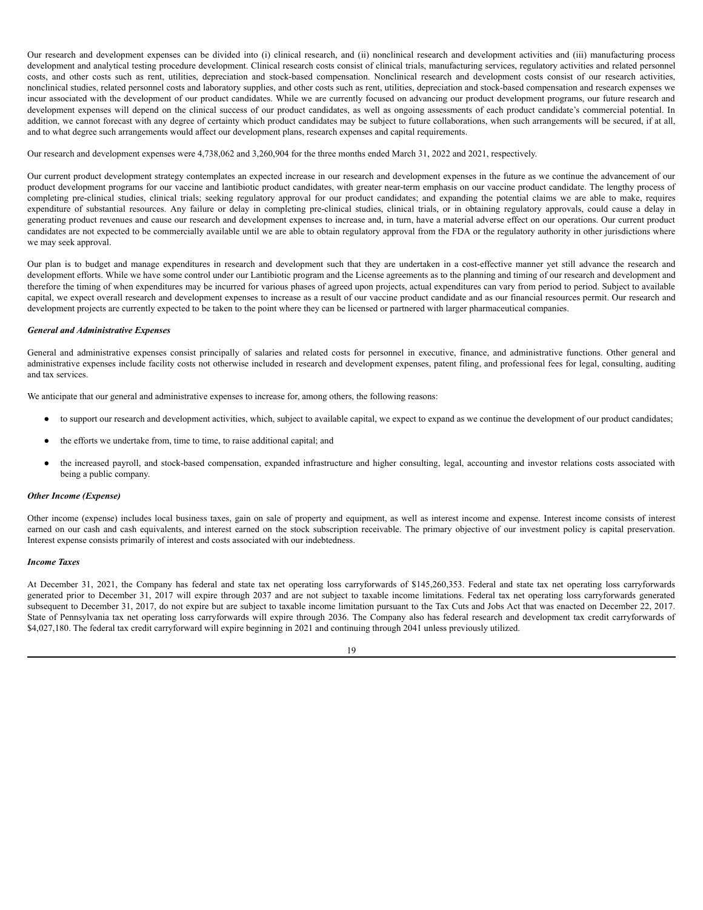Our research and development expenses can be divided into (i) clinical research, and (ii) nonclinical research and development activities and (iii) manufacturing process development and analytical testing procedure development. Clinical research costs consist of clinical trials, manufacturing services, regulatory activities and related personnel costs, and other costs such as rent, utilities, depreciation and stock-based compensation. Nonclinical research and development costs consist of our research activities, nonclinical studies, related personnel costs and laboratory supplies, and other costs such as rent, utilities, depreciation and stock-based compensation and research expenses we incur associated with the development of our product candidates. While we are currently focused on advancing our product development programs, our future research and development expenses will depend on the clinical success of our product candidates, as well as ongoing assessments of each product candidate's commercial potential. In addition, we cannot forecast with any degree of certainty which product candidates may be subject to future collaborations, when such arrangements will be secured, if at all, and to what degree such arrangements would affect our development plans, research expenses and capital requirements.

Our research and development expenses were 4,738,062 and 3,260,904 for the three months ended March 31, 2022 and 2021, respectively.

Our current product development strategy contemplates an expected increase in our research and development expenses in the future as we continue the advancement of our product development programs for our vaccine and lantibiotic product candidates, with greater near-term emphasis on our vaccine product candidate. The lengthy process of completing pre-clinical studies, clinical trials; seeking regulatory approval for our product candidates; and expanding the potential claims we are able to make, requires expenditure of substantial resources. Any failure or delay in completing pre-clinical studies, clinical trials, or in obtaining regulatory approvals, could cause a delay in generating product revenues and cause our research and development expenses to increase and, in turn, have a material adverse effect on our operations. Our current product candidates are not expected to be commercially available until we are able to obtain regulatory approval from the FDA or the regulatory authority in other jurisdictions where we may seek approval.

Our plan is to budget and manage expenditures in research and development such that they are undertaken in a cost-effective manner yet still advance the research and development efforts. While we have some control under our Lantibiotic program and the License agreements as to the planning and timing of our research and development and therefore the timing of when expenditures may be incurred for various phases of agreed upon projects, actual expenditures can vary from period to period. Subject to available capital, we expect overall research and development expenses to increase as a result of our vaccine product candidate and as our financial resources permit. Our research and development projects are currently expected to be taken to the point where they can be licensed or partnered with larger pharmaceutical companies.

***General and Administrative Expenses***

General and administrative expenses consist principally of salaries and related costs for personnel in executive, finance, and administrative functions. Other general and administrative expenses include facility costs not otherwise included in research and development expenses, patent filing, and professional fees for legal, consulting, auditing and tax services.

We anticipate that our general and administrative expenses to increase for, among others, the following reasons:

- to support our research and development activities, which, subject to available capital, we expect to expand as we continue the development of our product candidates;
- the efforts we undertake from, time to time, to raise additional capital; and
- the increased payroll, and stock-based compensation, expanded infrastructure and higher consulting, legal, accounting and investor relations costs associated with being a public company.

***Other Income (Expense)***

Other income (expense) includes local business taxes, gain on sale of property and equipment, as well as interest income and expense. Interest income consists of interest earned on our cash and cash equivalents, and interest earned on the stock subscription receivable. The primary objective of our investment policy is capital preservation. Interest expense consists primarily of interest and costs associated with our indebtedness.

***Income Taxes***

At December 31, 2021, the Company has federal and state tax net operating loss carryforwards of $145,260,353. Federal and state tax net operating loss carryforwards generated prior to December 31, 2017 will expire through 2037 and are not subject to taxable income limitations. Federal tax net operating loss carryforwards generated subsequent to December 31, 2017, do not expire but are subject to taxable income limitation pursuant to the Tax Cuts and Jobs Act that was enacted on December 22, 2017. State of Pennsylvania tax net operating loss carryforwards will expire through 2036. The Company also has federal research and development tax credit carryforwards of $4,027,180. The federal tax credit carryforward will expire beginning in 2021 and continuing through 2041 unless previously utilized.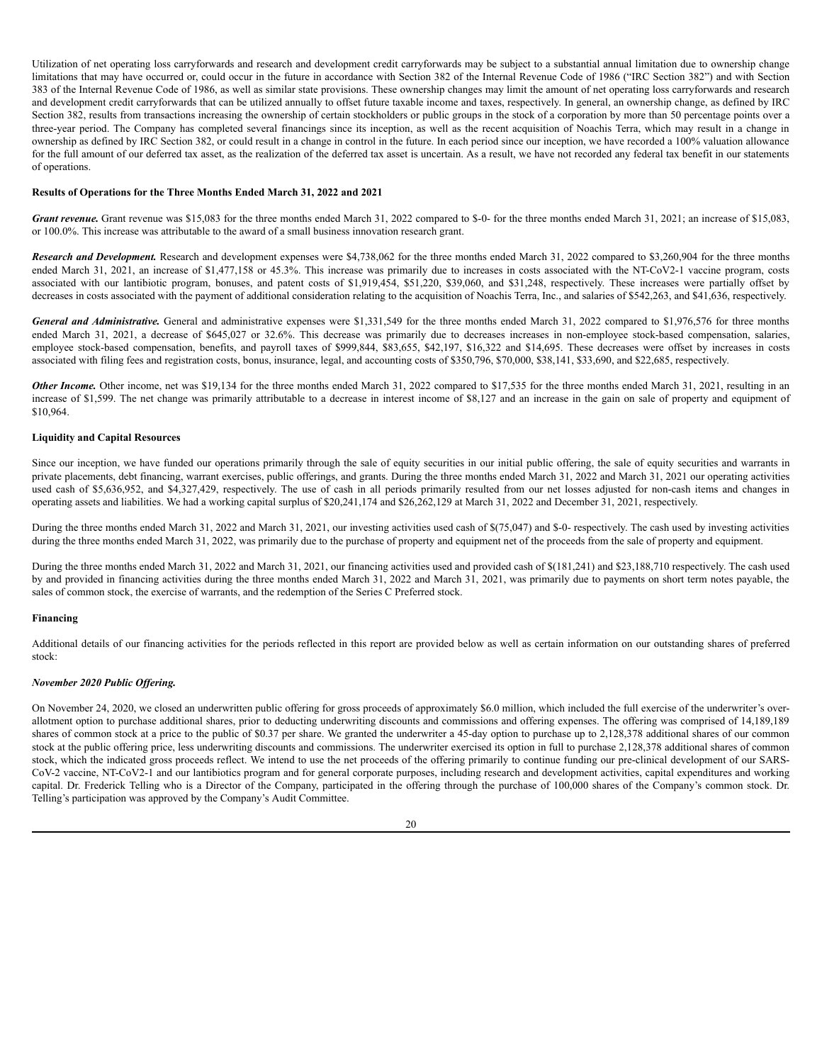Utilization of net operating loss carryforwards and research and development credit carryforwards may be subject to a substantial annual limitation due to ownership change limitations that may have occurred or, could occur in the future in accordance with Section 382 of the Internal Revenue Code of 1986 ("IRC Section 382") and with Section 383 of the Internal Revenue Code of 1986, as well as similar state provisions. These ownership changes may limit the amount of net operating loss carryforwards and research and development credit carryforwards that can be utilized annually to offset future taxable income and taxes, respectively. In general, an ownership change, as defined by IRC Section 382, results from transactions increasing the ownership of certain stockholders or public groups in the stock of a corporation by more than 50 percentage points over a three-year period. The Company has completed several financings since its inception, as well as the recent acquisition of Noachis Terra, which may result in a change in ownership as defined by IRC Section 382, or could result in a change in control in the future. In each period since our inception, we have recorded a 100% valuation allowance for the full amount of our deferred tax asset, as the realization of the deferred tax asset is uncertain. As a result, we have not recorded any federal tax benefit in our statements of operations.

**Results of Operations for the Three Months Ended March 31, 2022 and 2021**

***Grant revenue.*** Grant revenue was $15,083 for the three months ended March 31, 2022 compared to $-0- for the three months ended March 31, 2021; an increase of $15,083, or 100.0%. This increase was attributable to the award of a small business innovation research grant.

***Research and Development.*** Research and development expenses were $4,738,062 for the three months ended March 31, 2022 compared to $3,260,904 for the three months ended March 31, 2021, an increase of $1,477,158 or 45.3%. This increase was primarily due to increases in costs associated with the NT-CoV2-1 vaccine program, costs associated with our lantibiotic program, bonuses, and patent costs of $1,919,454, $51,220, $39,060, and $31,248, respectively. These increases were partially offset by decreases in costs associated with the payment of additional consideration relating to the acquisition of Noachis Terra, Inc., and salaries of $542,263, and $41,636, respectively.

***General and Administrative.*** General and administrative expenses were $1,331,549 for the three months ended March 31, 2022 compared to $1,976,576 for three months ended March 31, 2021, a decrease of $645,027 or 32.6%. This decrease was primarily due to decreases increases in non-employee stock-based compensation, salaries, employee stock-based compensation, benefits, and payroll taxes of $999,844, $83,655, $42,197, $16,322 and $14,695. These decreases were offset by increases in costs associated with filing fees and registration costs, bonus, insurance, legal, and accounting costs of $350,796, $70,000, $38,141, $33,690, and $22,685, respectively.

***Other Income.*** Other income, net was $19,134 for the three months ended March 31, 2022 compared to $17,535 for the three months ended March 31, 2021, resulting in an increase of $1,599. The net change was primarily attributable to a decrease in interest income of $8,127 and an increase in the gain on sale of property and equipment of $10,964.

**Liquidity and Capital Resources**

Since our inception, we have funded our operations primarily through the sale of equity securities in our initial public offering, the sale of equity securities and warrants in private placements, debt financing, warrant exercises, public offerings, and grants. During the three months ended March 31, 2022 and March 31, 2021 our operating activities used cash of $5,636,952, and $4,327,429, respectively. The use of cash in all periods primarily resulted from our net losses adjusted for non-cash items and changes in operating assets and liabilities. We had a working capital surplus of $20,241,174 and $26,262,129 at March 31, 2022 and December 31, 2021, respectively.

During the three months ended March 31, 2022 and March 31, 2021, our investing activities used cash of $(75,047) and $-0- respectively. The cash used by investing activities during the three months ended March 31, 2022, was primarily due to the purchase of property and equipment net of the proceeds from the sale of property and equipment.

During the three months ended March 31, 2022 and March 31, 2021, our financing activities used and provided cash of $(181,241) and $23,188,710 respectively. The cash used by and provided in financing activities during the three months ended March 31, 2022 and March 31, 2021, was primarily due to payments on short term notes payable, the sales of common stock, the exercise of warrants, and the redemption of the Series C Preferred stock.

**Financing**

Additional details of our financing activities for the periods reflected in this report are provided below as well as certain information on our outstanding shares of preferred stock:

***November 2020 Public Offering.***

On November 24, 2020, we closed an underwritten public offering for gross proceeds of approximately $6.0 million, which included the full exercise of the underwriter's over-allotment option to purchase additional shares, prior to deducting underwriting discounts and commissions and offering expenses. The offering was comprised of 14,189,189 shares of common stock at a price to the public of $0.37 per share. We granted the underwriter a 45-day option to purchase up to 2,128,378 additional shares of our common stock at the public offering price, less underwriting discounts and commissions. The underwriter exercised its option in full to purchase 2,128,378 additional shares of common stock, which the indicated gross proceeds reflect. We intend to use the net proceeds of the offering primarily to continue funding our pre-clinical development of our SARS-CoV-2 vaccine, NT-CoV2-1 and our lantibiotics program and for general corporate purposes, including research and development activities, capital expenditures and working capital. Dr. Frederick Telling who is a Director of the Company, participated in the offering through the purchase of 100,000 shares of the Company's common stock. Dr. Telling's participation was approved by the Company's Audit Committee.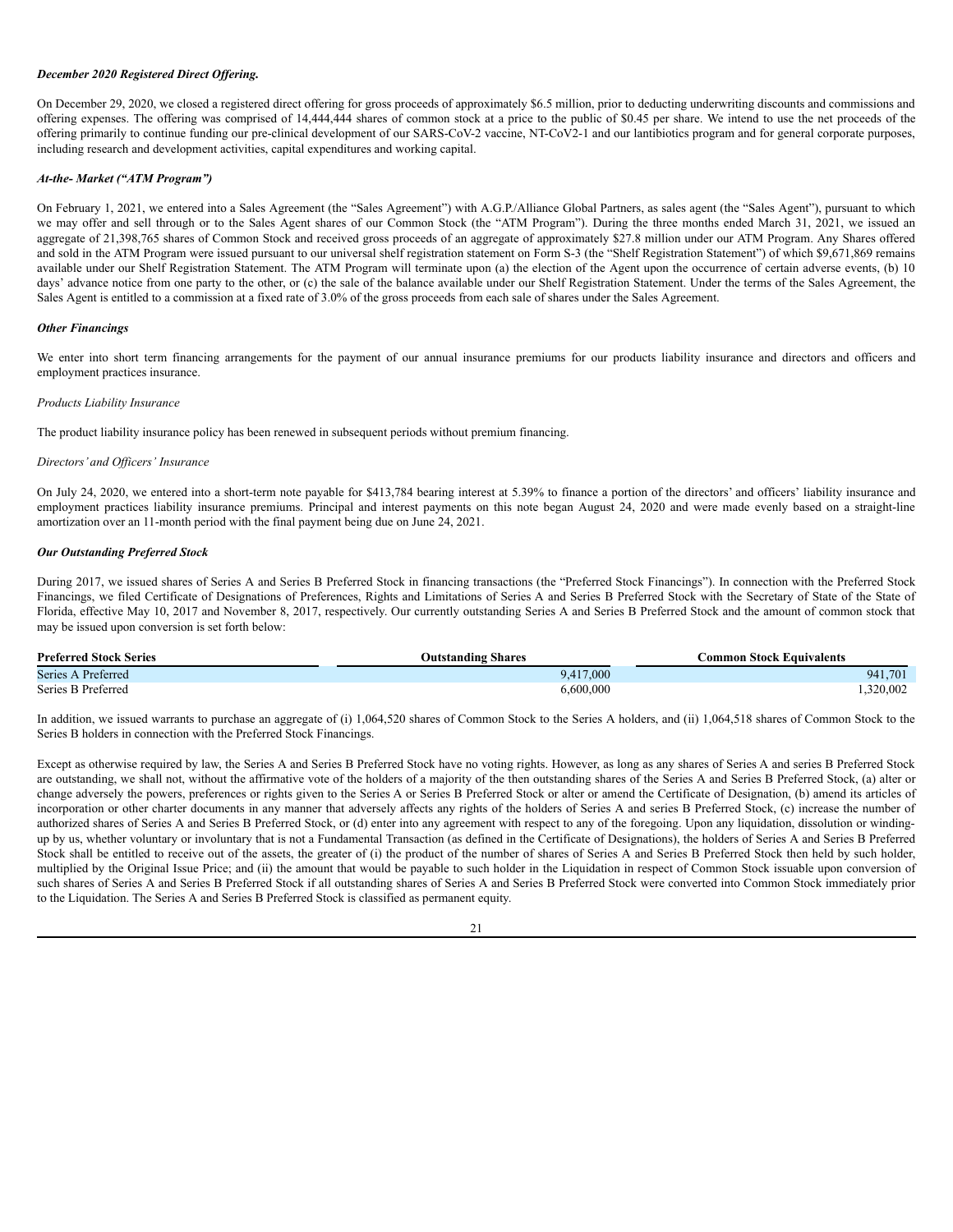***December 2020 Registered Direct Offering.***

On December 29, 2020, we closed a registered direct offering for gross proceeds of approximately $6.5 million, prior to deducting underwriting discounts and commissions and offering expenses. The offering was comprised of 14,444,444 shares of common stock at a price to the public of $0.45 per share. We intend to use the net proceeds of the offering primarily to continue funding our pre-clinical development of our SARS-CoV-2 vaccine, NT-CoV2-1 and our lantibiotics program and for general corporate purposes, including research and development activities, capital expenditures and working capital.

***At-the- Market ("ATM Program")***

On February 1, 2021, we entered into a Sales Agreement (the "Sales Agreement") with A.G.P./Alliance Global Partners, as sales agent (the "Sales Agent"), pursuant to which we may offer and sell through or to the Sales Agent shares of our Common Stock (the "ATM Program"). During the three months ended March 31, 2021, we issued an aggregate of 21,398,765 shares of Common Stock and received gross proceeds of an aggregate of approximately $27.8 million under our ATM Program. Any Shares offered and sold in the ATM Program were issued pursuant to our universal shelf registration statement on Form S-3 (the "Shelf Registration Statement") of which $9,671,869 remains available under our Shelf Registration Statement. The ATM Program will terminate upon (a) the election of the Agent upon the occurrence of certain adverse events, (b) 10 days' advance notice from one party to the other, or (c) the sale of the balance available under our Shelf Registration Statement. Under the terms of the Sales Agreement, the Sales Agent is entitled to a commission at a fixed rate of 3.0% of the gross proceeds from each sale of shares under the Sales Agreement.

***Other Financings***

We enter into short term financing arrangements for the payment of our annual insurance premiums for our products liability insurance and directors and officers and employment practices insurance.

*Products Liability Insurance*

The product liability insurance policy has been renewed in subsequent periods without premium financing.

*Directors' and Officers' Insurance*

On July 24, 2020, we entered into a short-term note payable for $413,784 bearing interest at 5.39% to finance a portion of the directors' and officers' liability insurance and employment practices liability insurance premiums. Principal and interest payments on this note began August 24, 2020 and were made evenly based on a straight-line amortization over an 11-month period with the final payment being due on June 24, 2021.

***Our Outstanding Preferred Stock***

During 2017, we issued shares of Series A and Series B Preferred Stock in financing transactions (the "Preferred Stock Financings"). In connection with the Preferred Stock Financings, we filed Certificate of Designations of Preferences, Rights and Limitations of Series A and Series B Preferred Stock with the Secretary of State of the State of Florida, effective May 10, 2017 and November 8, 2017, respectively. Our currently outstanding Series A and Series B Preferred Stock and the amount of common stock that may be issued upon conversion is set forth below:

| Preferred Stock Series | Outstanding Shares | Common Stock Equivalents |
|---|---|---|
| Series A Preferred | 9,417,000 | 941,701 |
| Series B Preferred | 6,600,000 | 1,320,002 |

In addition, we issued warrants to purchase an aggregate of (i) 1,064,520 shares of Common Stock to the Series A holders, and (ii) 1,064,518 shares of Common Stock to the Series B holders in connection with the Preferred Stock Financings.

Except as otherwise required by law, the Series A and Series B Preferred Stock have no voting rights. However, as long as any shares of Series A and series B Preferred Stock are outstanding, we shall not, without the affirmative vote of the holders of a majority of the then outstanding shares of the Series A and Series B Preferred Stock, (a) alter or change adversely the powers, preferences or rights given to the Series A or Series B Preferred Stock or alter or amend the Certificate of Designation, (b) amend its articles of incorporation or other charter documents in any manner that adversely affects any rights of the holders of Series A and series B Preferred Stock, (c) increase the number of authorized shares of Series A and Series B Preferred Stock, or (d) enter into any agreement with respect to any of the foregoing. Upon any liquidation, dissolution or winding-up by us, whether voluntary or involuntary that is not a Fundamental Transaction (as defined in the Certificate of Designations), the holders of Series A and Series B Preferred Stock shall be entitled to receive out of the assets, the greater of (i) the product of the number of shares of Series A and Series B Preferred Stock then held by such holder, multiplied by the Original Issue Price; and (ii) the amount that would be payable to such holder in the Liquidation in respect of Common Stock issuable upon conversion of such shares of Series A and Series B Preferred Stock if all outstanding shares of Series A and Series B Preferred Stock were converted into Common Stock immediately prior to the Liquidation. The Series A and Series B Preferred Stock is classified as permanent equity.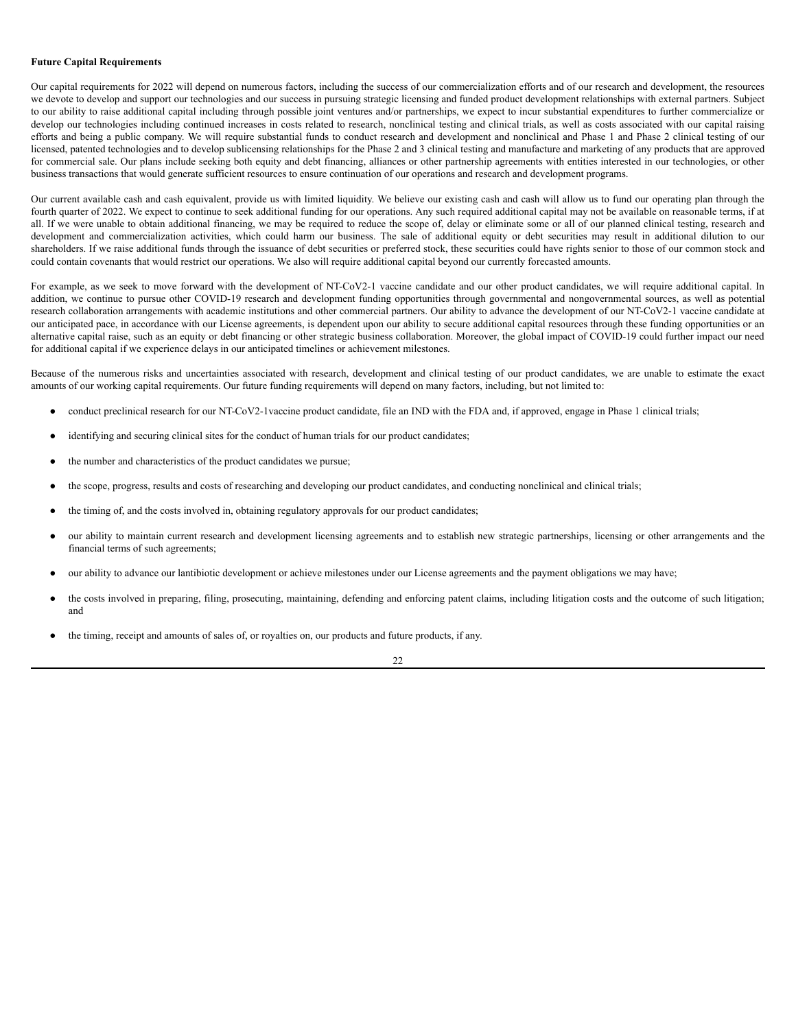**Future Capital Requirements**

Our capital requirements for 2022 will depend on numerous factors, including the success of our commercialization efforts and of our research and development, the resources we devote to develop and support our technologies and our success in pursuing strategic licensing and funded product development relationships with external partners. Subject to our ability to raise additional capital including through possible joint ventures and/or partnerships, we expect to incur substantial expenditures to further commercialize or develop our technologies including continued increases in costs related to research, nonclinical testing and clinical trials, as well as costs associated with our capital raising efforts and being a public company. We will require substantial funds to conduct research and development and nonclinical and Phase 1 and Phase 2 clinical testing of our licensed, patented technologies and to develop sublicensing relationships for the Phase 2 and 3 clinical testing and manufacture and marketing of any products that are approved for commercial sale. Our plans include seeking both equity and debt financing, alliances or other partnership agreements with entities interested in our technologies, or other business transactions that would generate sufficient resources to ensure continuation of our operations and research and development programs.

Our current available cash and cash equivalent, provide us with limited liquidity. We believe our existing cash and cash will allow us to fund our operating plan through the fourth quarter of 2022. We expect to continue to seek additional funding for our operations. Any such required additional capital may not be available on reasonable terms, if at all. If we were unable to obtain additional financing, we may be required to reduce the scope of, delay or eliminate some or all of our planned clinical testing, research and development and commercialization activities, which could harm our business. The sale of additional equity or debt securities may result in additional dilution to our shareholders. If we raise additional funds through the issuance of debt securities or preferred stock, these securities could have rights senior to those of our common stock and could contain covenants that would restrict our operations. We also will require additional capital beyond our currently forecasted amounts.

For example, as we seek to move forward with the development of NT-CoV2-1 vaccine candidate and our other product candidates, we will require additional capital. In addition, we continue to pursue other COVID-19 research and development funding opportunities through governmental and nongovernmental sources, as well as potential research collaboration arrangements with academic institutions and other commercial partners. Our ability to advance the development of our NT-CoV2-1 vaccine candidate at our anticipated pace, in accordance with our License agreements, is dependent upon our ability to secure additional capital resources through these funding opportunities or an alternative capital raise, such as an equity or debt financing or other strategic business collaboration. Moreover, the global impact of COVID-19 could further impact our need for additional capital if we experience delays in our anticipated timelines or achievement milestones.

Because of the numerous risks and uncertainties associated with research, development and clinical testing of our product candidates, we are unable to estimate the exact amounts of our working capital requirements. Our future funding requirements will depend on many factors, including, but not limited to:

- conduct preclinical research for our NT-CoV2-1vaccine product candidate, file an IND with the FDA and, if approved, engage in Phase 1 clinical trials;
- identifying and securing clinical sites for the conduct of human trials for our product candidates;
- the number and characteristics of the product candidates we pursue;
- the scope, progress, results and costs of researching and developing our product candidates, and conducting nonclinical and clinical trials;
- the timing of, and the costs involved in, obtaining regulatory approvals for our product candidates;
- our ability to maintain current research and development licensing agreements and to establish new strategic partnerships, licensing or other arrangements and the financial terms of such agreements;
- our ability to advance our lantibiotic development or achieve milestones under our License agreements and the payment obligations we may have;
- the costs involved in preparing, filing, prosecuting, maintaining, defending and enforcing patent claims, including litigation costs and the outcome of such litigation; and
- the timing, receipt and amounts of sales of, or royalties on, our products and future products, if any.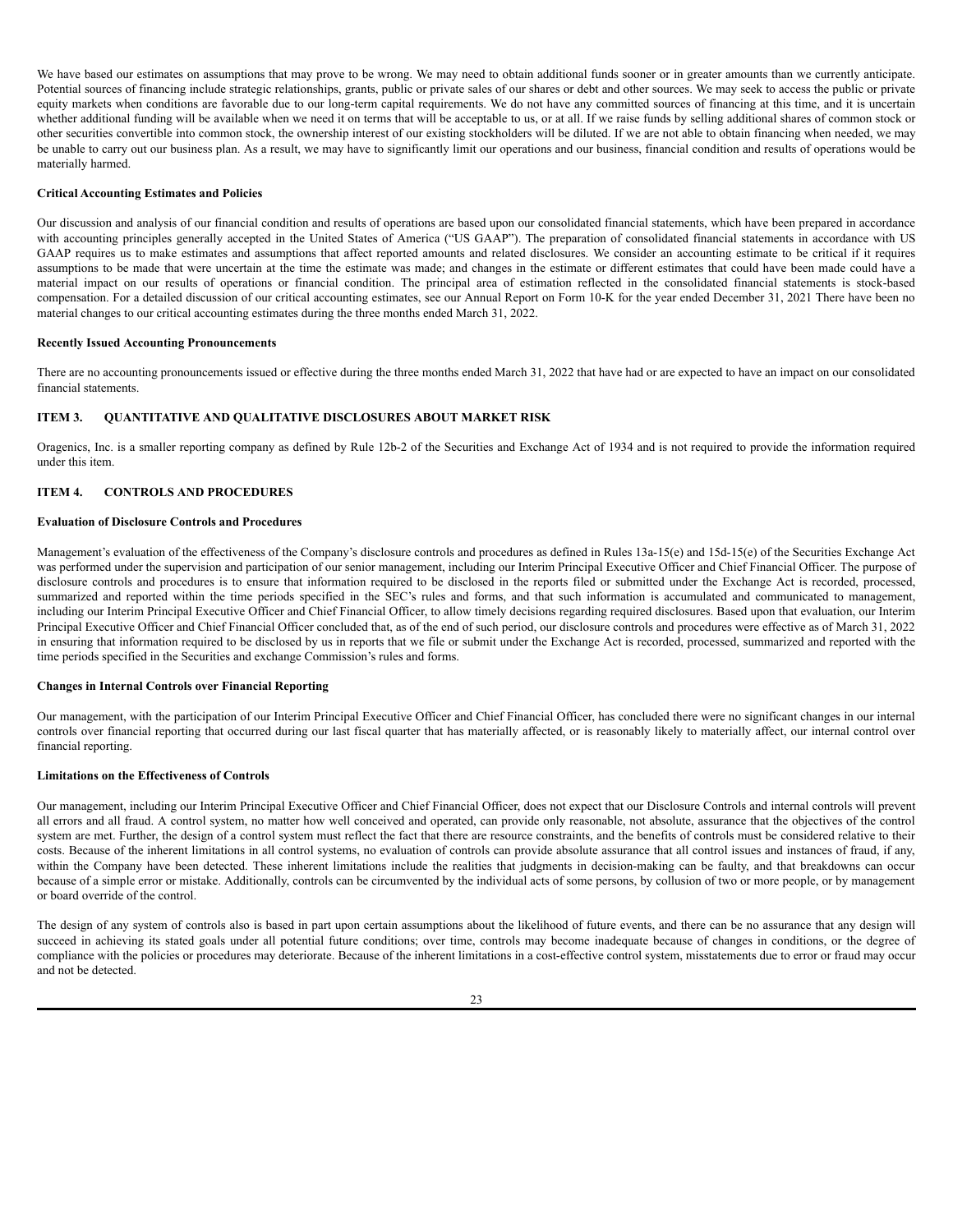We have based our estimates on assumptions that may prove to be wrong. We may need to obtain additional funds sooner or in greater amounts than we currently anticipate. Potential sources of financing include strategic relationships, grants, public or private sales of our shares or debt and other sources. We may seek to access the public or private equity markets when conditions are favorable due to our long-term capital requirements. We do not have any committed sources of financing at this time, and it is uncertain whether additional funding will be available when we need it on terms that will be acceptable to us, or at all. If we raise funds by selling additional shares of common stock or other securities convertible into common stock, the ownership interest of our existing stockholders will be diluted. If we are not able to obtain financing when needed, we may be unable to carry out our business plan. As a result, we may have to significantly limit our operations and our business, financial condition and results of operations would be materially harmed.

**Critical Accounting Estimates and Policies**

Our discussion and analysis of our financial condition and results of operations are based upon our consolidated financial statements, which have been prepared in accordance with accounting principles generally accepted in the United States of America ("US GAAP"). The preparation of consolidated financial statements in accordance with US GAAP requires us to make estimates and assumptions that affect reported amounts and related disclosures. We consider an accounting estimate to be critical if it requires assumptions to be made that were uncertain at the time the estimate was made; and changes in the estimate or different estimates that could have been made could have a material impact on our results of operations or financial condition. The principal area of estimation reflected in the consolidated financial statements is stock-based compensation. For a detailed discussion of our critical accounting estimates, see our Annual Report on Form 10-K for the year ended December 31, 2021 There have been no material changes to our critical accounting estimates during the three months ended March 31, 2022.

**Recently Issued Accounting Pronouncements**

There are no accounting pronouncements issued or effective during the three months ended March 31, 2022 that have had or are expected to have an impact on our consolidated financial statements.

## ITEM 3. QUANTITATIVE AND QUALITATIVE DISCLOSURES ABOUT MARKET RISK

Oragenics, Inc. is a smaller reporting company as defined by Rule 12b-2 of the Securities and Exchange Act of 1934 and is not required to provide the information required under this item.

## ITEM 4. CONTROLS AND PROCEDURES

**Evaluation of Disclosure Controls and Procedures**

Management's evaluation of the effectiveness of the Company's disclosure controls and procedures as defined in Rules 13a-15(e) and 15d-15(e) of the Securities Exchange Act was performed under the supervision and participation of our senior management, including our Interim Principal Executive Officer and Chief Financial Officer. The purpose of disclosure controls and procedures is to ensure that information required to be disclosed in the reports filed or submitted under the Exchange Act is recorded, processed, summarized and reported within the time periods specified in the SEC's rules and forms, and that such information is accumulated and communicated to management, including our Interim Principal Executive Officer and Chief Financial Officer, to allow timely decisions regarding required disclosures. Based upon that evaluation, our Interim Principal Executive Officer and Chief Financial Officer concluded that, as of the end of such period, our disclosure controls and procedures were effective as of March 31, 2022 in ensuring that information required to be disclosed by us in reports that we file or submit under the Exchange Act is recorded, processed, summarized and reported with the time periods specified in the Securities and exchange Commission's rules and forms.

**Changes in Internal Controls over Financial Reporting**

Our management, with the participation of our Interim Principal Executive Officer and Chief Financial Officer, has concluded there were no significant changes in our internal controls over financial reporting that occurred during our last fiscal quarter that has materially affected, or is reasonably likely to materially affect, our internal control over financial reporting.

**Limitations on the Effectiveness of Controls**

Our management, including our Interim Principal Executive Officer and Chief Financial Officer, does not expect that our Disclosure Controls and internal controls will prevent all errors and all fraud. A control system, no matter how well conceived and operated, can provide only reasonable, not absolute, assurance that the objectives of the control system are met. Further, the design of a control system must reflect the fact that there are resource constraints, and the benefits of controls must be considered relative to their costs. Because of the inherent limitations in all control systems, no evaluation of controls can provide absolute assurance that all control issues and instances of fraud, if any, within the Company have been detected. These inherent limitations include the realities that judgments in decision-making can be faulty, and that breakdowns can occur because of a simple error or mistake. Additionally, controls can be circumvented by the individual acts of some persons, by collusion of two or more people, or by management or board override of the control.

The design of any system of controls also is based in part upon certain assumptions about the likelihood of future events, and there can be no assurance that any design will succeed in achieving its stated goals under all potential future conditions; over time, controls may become inadequate because of changes in conditions, or the degree of compliance with the policies or procedures may deteriorate. Because of the inherent limitations in a cost-effective control system, misstatements due to error or fraud may occur and not be detected.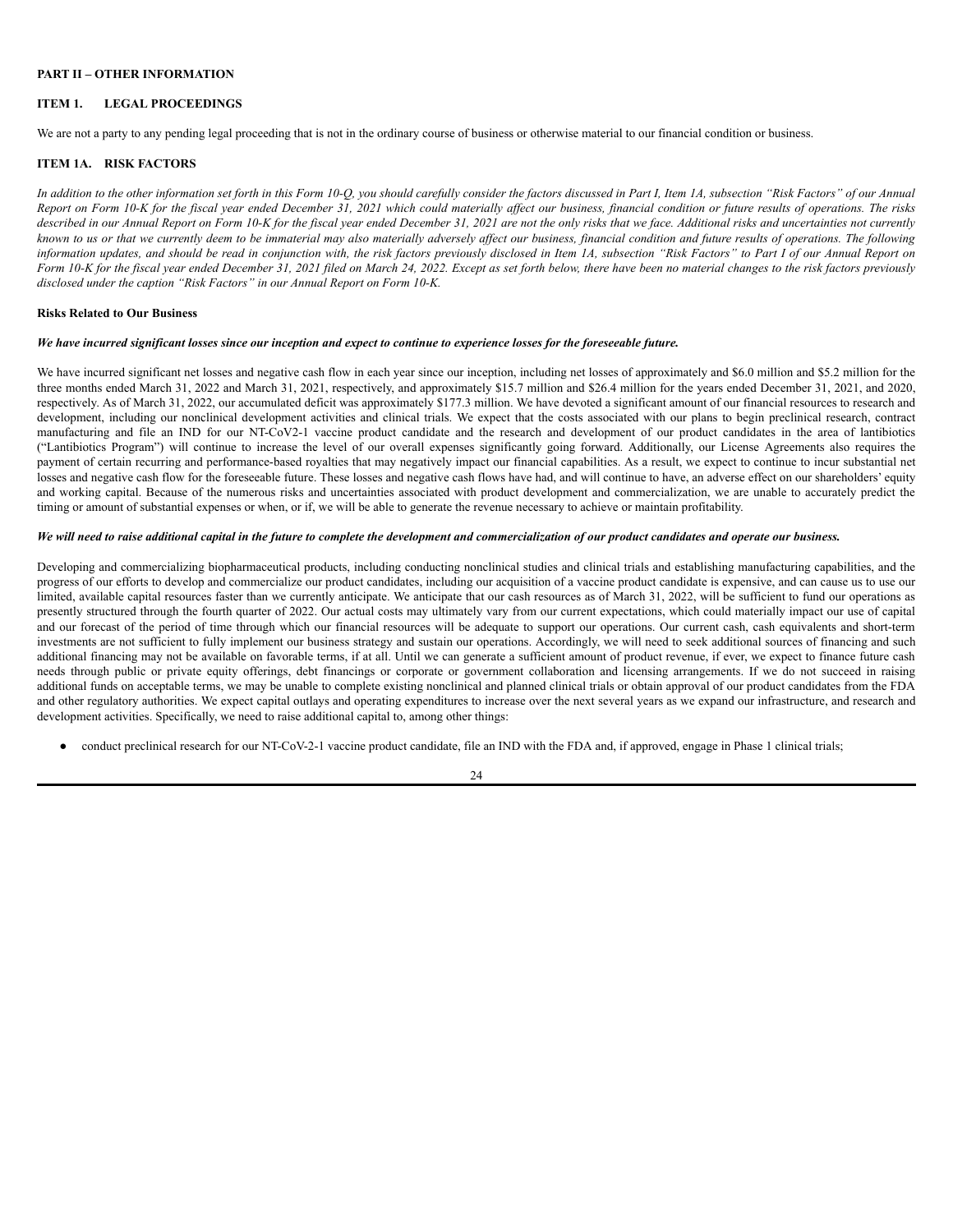**PART II – OTHER INFORMATION**

**ITEM 1. LEGAL PROCEEDINGS**

We are not a party to any pending legal proceeding that is not in the ordinary course of business or otherwise material to our financial condition or business.

**ITEM 1A. RISK FACTORS**

*In addition to the other information set forth in this Form 10-Q, you should carefully consider the factors discussed in Part I, Item 1A, subsection "Risk Factors" of our Annual Report on Form 10-K for the fiscal year ended December 31, 2021 which could materially affect our business, financial condition or future results of operations. The risks described in our Annual Report on Form 10-K for the fiscal year ended December 31, 2021 are not the only risks that we face. Additional risks and uncertainties not currently known to us or that we currently deem to be immaterial may also materially adversely affect our business, financial condition and future results of operations. The following information updates, and should be read in conjunction with, the risk factors previously disclosed in Item 1A, subsection "Risk Factors" to Part I of our Annual Report on Form 10-K for the fiscal year ended December 31, 2021 filed on March 24, 2022. Except as set forth below, there have been no material changes to the risk factors previously disclosed under the caption "Risk Factors" in our Annual Report on Form 10-K.*

**Risks Related to Our Business**

***We have incurred significant losses since our inception and expect to continue to experience losses for the foreseeable future.***

We have incurred significant net losses and negative cash flow in each year since our inception, including net losses of approximately and $6.0 million and $5.2 million for the three months ended March 31, 2022 and March 31, 2021, respectively, and approximately $15.7 million and $26.4 million for the years ended December 31, 2021, and 2020, respectively. As of March 31, 2022, our accumulated deficit was approximately $177.3 million. We have devoted a significant amount of our financial resources to research and development, including our nonclinical development activities and clinical trials. We expect that the costs associated with our plans to begin preclinical research, contract manufacturing and file an IND for our NT-CoV2-1 vaccine product candidate and the research and development of our product candidates in the area of lantibiotics ("Lantibiotics Program") will continue to increase the level of our overall expenses significantly going forward. Additionally, our License Agreements also requires the payment of certain recurring and performance-based royalties that may negatively impact our financial capabilities. As a result, we expect to continue to incur substantial net losses and negative cash flow for the foreseeable future. These losses and negative cash flows have had, and will continue to have, an adverse effect on our shareholders' equity and working capital. Because of the numerous risks and uncertainties associated with product development and commercialization, we are unable to accurately predict the timing or amount of substantial expenses or when, or if, we will be able to generate the revenue necessary to achieve or maintain profitability.

***We will need to raise additional capital in the future to complete the development and commercialization of our product candidates and operate our business.***

Developing and commercializing biopharmaceutical products, including conducting nonclinical studies and clinical trials and establishing manufacturing capabilities, and the progress of our efforts to develop and commercialize our product candidates, including our acquisition of a vaccine product candidate is expensive, and can cause us to use our limited, available capital resources faster than we currently anticipate. We anticipate that our cash resources as of March 31, 2022, will be sufficient to fund our operations as presently structured through the fourth quarter of 2022. Our actual costs may ultimately vary from our current expectations, which could materially impact our use of capital and our forecast of the period of time through which our financial resources will be adequate to support our operations. Our current cash, cash equivalents and short-term investments are not sufficient to fully implement our business strategy and sustain our operations. Accordingly, we will need to seek additional sources of financing and such additional financing may not be available on favorable terms, if at all. Until we can generate a sufficient amount of product revenue, if ever, we expect to finance future cash needs through public or private equity offerings, debt financings or corporate or government collaboration and licensing arrangements. If we do not succeed in raising additional funds on acceptable terms, we may be unable to complete existing nonclinical and planned clinical trials or obtain approval of our product candidates from the FDA and other regulatory authorities. We expect capital outlays and operating expenditures to increase over the next several years as we expand our infrastructure, and research and development activities. Specifically, we need to raise additional capital to, among other things:

- conduct preclinical research for our NT-CoV-2-1 vaccine product candidate, file an IND with the FDA and, if approved, engage in Phase 1 clinical trials;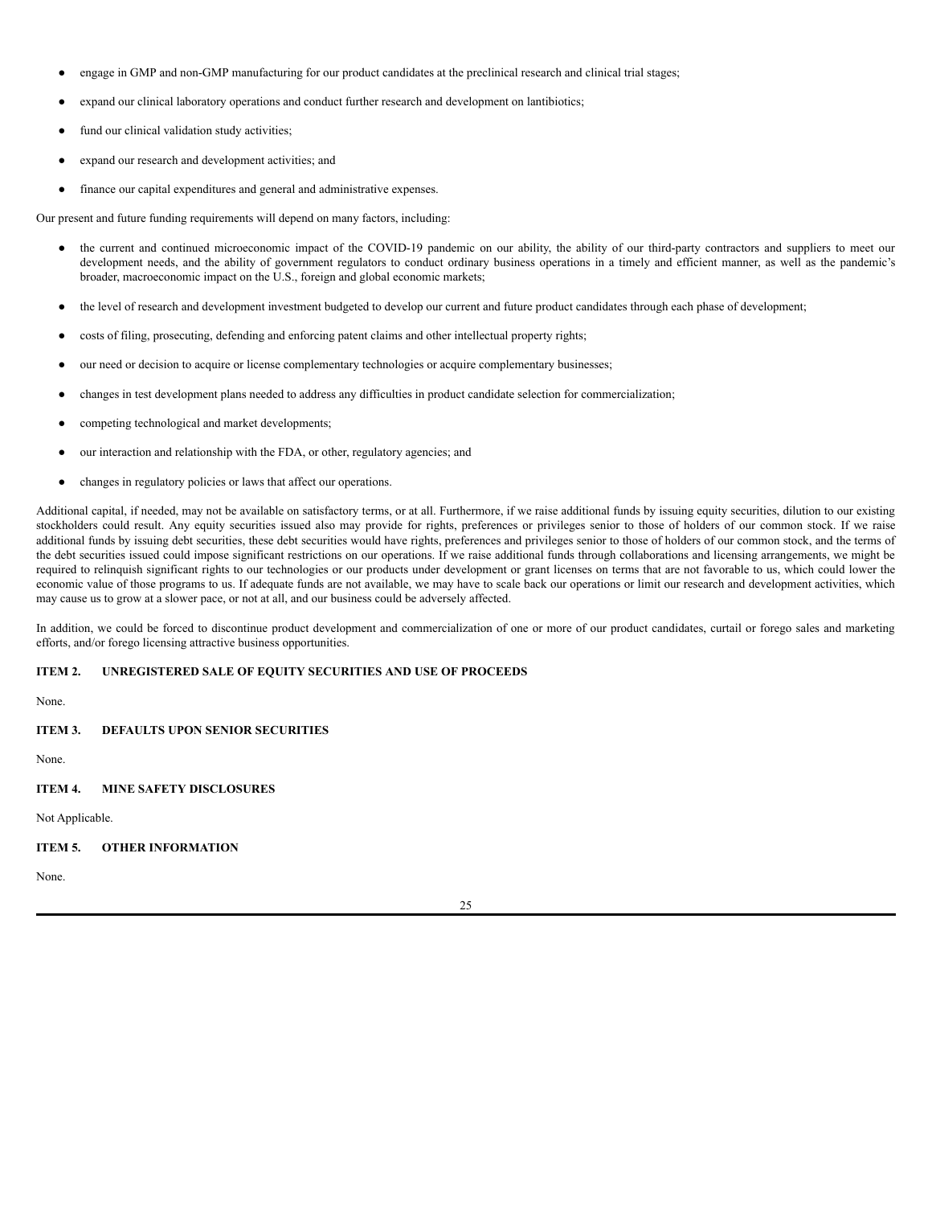- engage in GMP and non-GMP manufacturing for our product candidates at the preclinical research and clinical trial stages;
- expand our clinical laboratory operations and conduct further research and development on lantibiotics;
- fund our clinical validation study activities;
- expand our research and development activities; and
- finance our capital expenditures and general and administrative expenses.

Our present and future funding requirements will depend on many factors, including:

- the current and continued microeconomic impact of the COVID-19 pandemic on our ability, the ability of our third-party contractors and suppliers to meet our development needs, and the ability of government regulators to conduct ordinary business operations in a timely and efficient manner, as well as the pandemic's broader, macroeconomic impact on the U.S., foreign and global economic markets;
- the level of research and development investment budgeted to develop our current and future product candidates through each phase of development;
- costs of filing, prosecuting, defending and enforcing patent claims and other intellectual property rights;
- our need or decision to acquire or license complementary technologies or acquire complementary businesses;
- changes in test development plans needed to address any difficulties in product candidate selection for commercialization;
- competing technological and market developments;
- our interaction and relationship with the FDA, or other, regulatory agencies; and
- changes in regulatory policies or laws that affect our operations.

Additional capital, if needed, may not be available on satisfactory terms, or at all. Furthermore, if we raise additional funds by issuing equity securities, dilution to our existing stockholders could result. Any equity securities issued also may provide for rights, preferences or privileges senior to those of holders of our common stock. If we raise additional funds by issuing debt securities, these debt securities would have rights, preferences and privileges senior to those of holders of our common stock, and the terms of the debt securities issued could impose significant restrictions on our operations. If we raise additional funds through collaborations and licensing arrangements, we might be required to relinquish significant rights to our technologies or our products under development or grant licenses on terms that are not favorable to us, which could lower the economic value of those programs to us. If adequate funds are not available, we may have to scale back our operations or limit our research and development activities, which may cause us to grow at a slower pace, or not at all, and our business could be adversely affected.

In addition, we could be forced to discontinue product development and commercialization of one or more of our product candidates, curtail or forego sales and marketing efforts, and/or forego licensing attractive business opportunities.

## ITEM 2. UNREGISTERED SALE OF EQUITY SECURITIES AND USE OF PROCEEDS

None.

## ITEM 3. DEFAULTS UPON SENIOR SECURITIES

None.

## ITEM 4. MINE SAFETY DISCLOSURES

Not Applicable.

## ITEM 5. OTHER INFORMATION

None.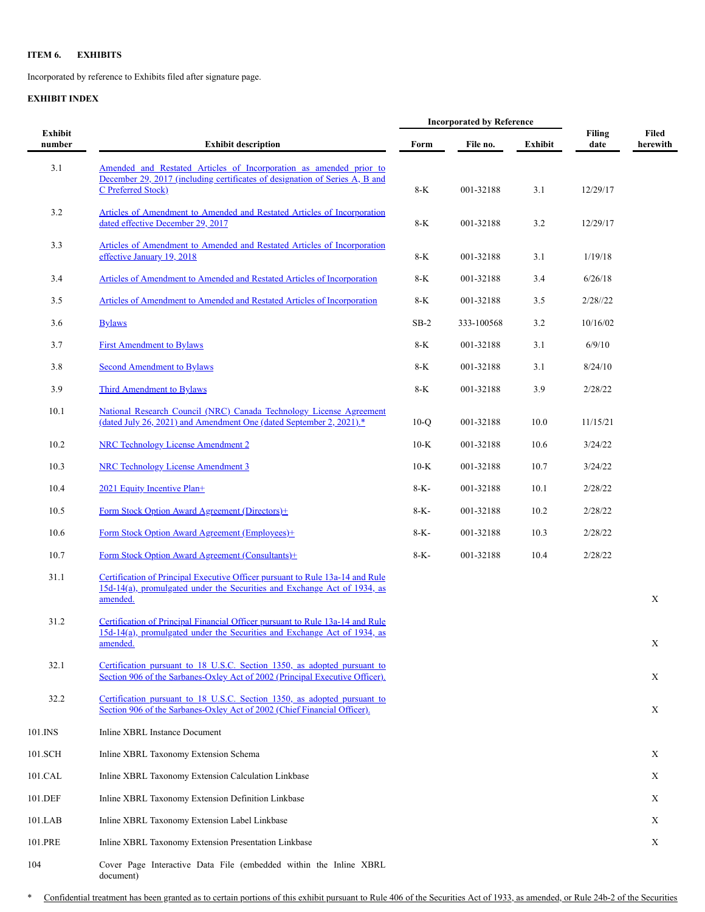**ITEM 6. EXHIBITS**

Incorporated by reference to Exhibits filed after signature page.

**EXHIBIT INDEX**

| Exhibit number | Exhibit description | Incorporated by Reference | | | Filing date | Filed herewith |
|---|---|---|---|---|---|---|
| | | Form | File no. | Exhibit | | |
| 3.1 | Amended and Restated Articles of Incorporation as amended prior to December 29, 2017 (including certificates of designation of Series A, B and C Preferred Stock) | 8-K | 001-32188 | 3.1 | 12/29/17 | |
| 3.2 | Articles of Amendment to Amended and Restated Articles of Incorporation dated effective December 29, 2017 | 8-K | 001-32188 | 3.2 | 12/29/17 | |
| 3.3 | Articles of Amendment to Amended and Restated Articles of Incorporation effective January 19, 2018 | 8-K | 001-32188 | 3.1 | 1/19/18 | |
| 3.4 | Articles of Amendment to Amended and Restated Articles of Incorporation | 8-K | 001-32188 | 3.4 | 6/26/18 | |
| 3.5 | Articles of Amendment to Amended and Restated Articles of Incorporation | 8-K | 001-32188 | 3.5 | 2/28//22 | |
| 3.6 | Bylaws | SB-2 | 333-100568 | 3.2 | 10/16/02 | |
| 3.7 | First Amendment to Bylaws | 8-K | 001-32188 | 3.1 | 6/9/10 | |
| 3.8 | Second Amendment to Bylaws | 8-K | 001-32188 | 3.1 | 8/24/10 | |
| 3.9 | Third Amendment to Bylaws | 8-K | 001-32188 | 3.9 | 2/28/22 | |
| 10.1 | National Research Council (NRC) Canada Technology License Agreement (dated July 26, 2021) and Amendment One (dated September 2, 2021).* | 10-Q | 001-32188 | 10.0 | 11/15/21 | |
| 10.2 | NRC Technology License Amendment 2 | 10-K | 001-32188 | 10.6 | 3/24/22 | |
| 10.3 | NRC Technology License Amendment 3 | 10-K | 001-32188 | 10.7 | 3/24/22 | |
| 10.4 | 2021 Equity Incentive Plan+ | 8-K- | 001-32188 | 10.1 | 2/28/22 | |
| 10.5 | Form Stock Option Award Agreement (Directors)+ | 8-K- | 001-32188 | 10.2 | 2/28/22 | |
| 10.6 | Form Stock Option Award Agreement (Employees)+ | 8-K- | 001-32188 | 10.3 | 2/28/22 | |
| 10.7 | Form Stock Option Award Agreement (Consultants)+ | 8-K- | 001-32188 | 10.4 | 2/28/22 | |
| 31.1 | Certification of Principal Executive Officer pursuant to Rule 13a-14 and Rule 15d-14(a), promulgated under the Securities and Exchange Act of 1934, as amended. | | | | | X |
| 31.2 | Certification of Principal Financial Officer pursuant to Rule 13a-14 and Rule 15d-14(a), promulgated under the Securities and Exchange Act of 1934, as amended. | | | | | X |
| 32.1 | Certification pursuant to 18 U.S.C. Section 1350, as adopted pursuant to Section 906 of the Sarbanes-Oxley Act of 2002 (Principal Executive Officer). | | | | | X |
| 32.2 | Certification pursuant to 18 U.S.C. Section 1350, as adopted pursuant to Section 906 of the Sarbanes-Oxley Act of 2002 (Chief Financial Officer). | | | | | X |
| 101.INS | Inline XBRL Instance Document | | | | | |
| 101.SCH | Inline XBRL Taxonomy Extension Schema | | | | | X |
| 101.CAL | Inline XBRL Taxonomy Extension Calculation Linkbase | | | | | X |
| 101.DEF | Inline XBRL Taxonomy Extension Definition Linkbase | | | | | X |
| 101.LAB | Inline XBRL Taxonomy Extension Label Linkbase | | | | | X |
| 101.PRE | Inline XBRL Taxonomy Extension Presentation Linkbase | | | | | X |
| 104 | Cover Page Interactive Data File (embedded within the Inline XBRL document) | | | | | |

\* Confidential treatment has been granted as to certain portions of this exhibit pursuant to Rule 406 of the Securities Act of 1933, as amended, or Rule 24b-2 of the Securities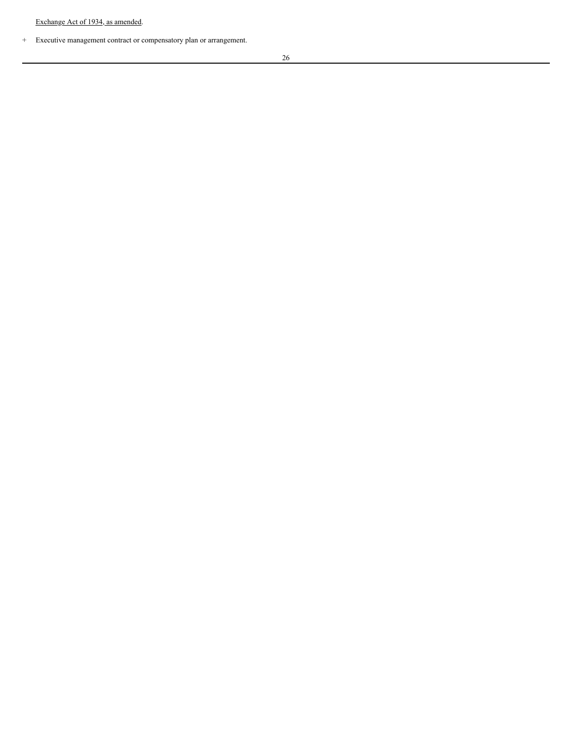Exchange Act of 1934, as amended.

+ Executive management contract or compensatory plan or arrangement.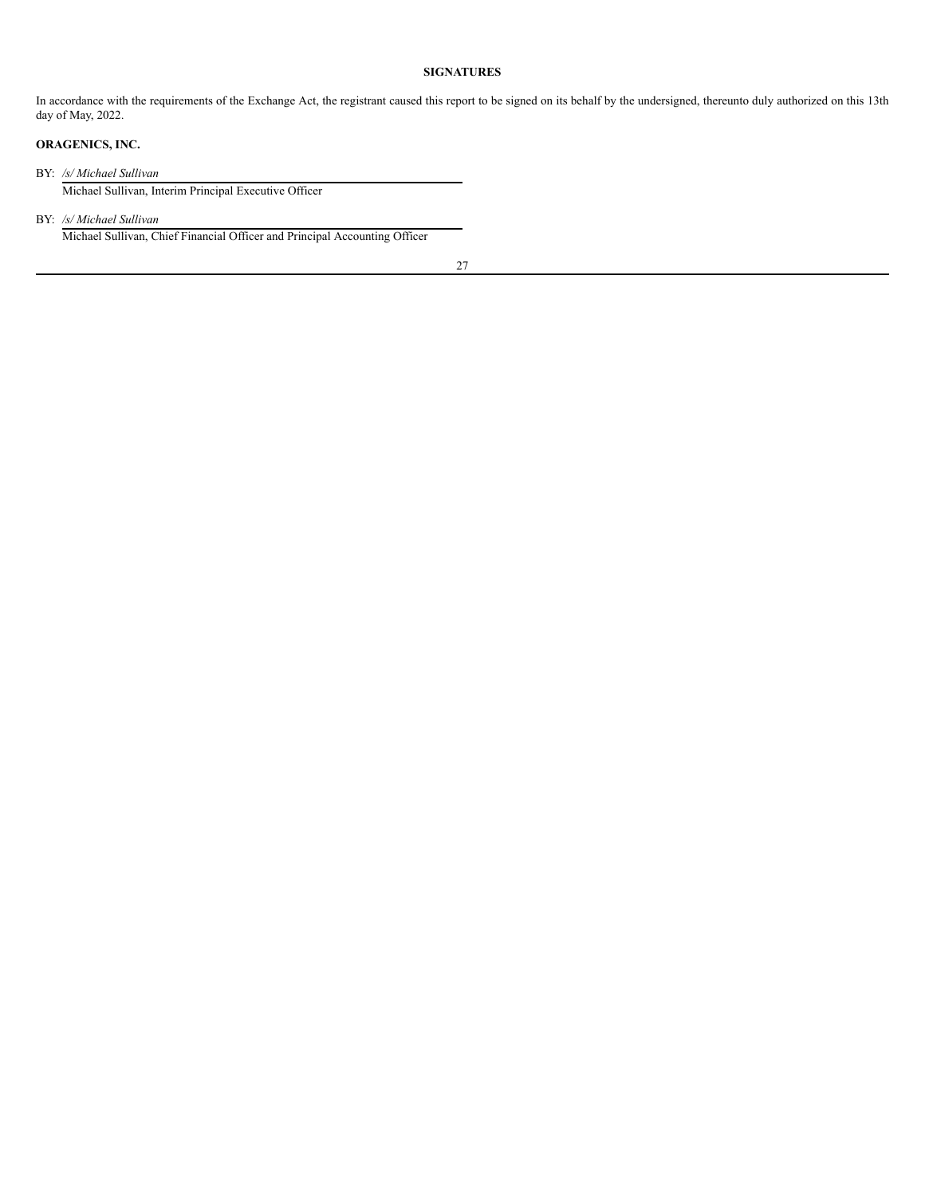## SIGNATURES

In accordance with the requirements of the Exchange Act, the registrant caused this report to be signed on its behalf by the undersigned, thereunto duly authorized on this 13th day of May, 2022.

**ORAGENICS, INC.**

BY: */s/ Michael Sullivan*
Michael Sullivan, Interim Principal Executive Officer

BY: */s/ Michael Sullivan*
Michael Sullivan, Chief Financial Officer and Principal Accounting Officer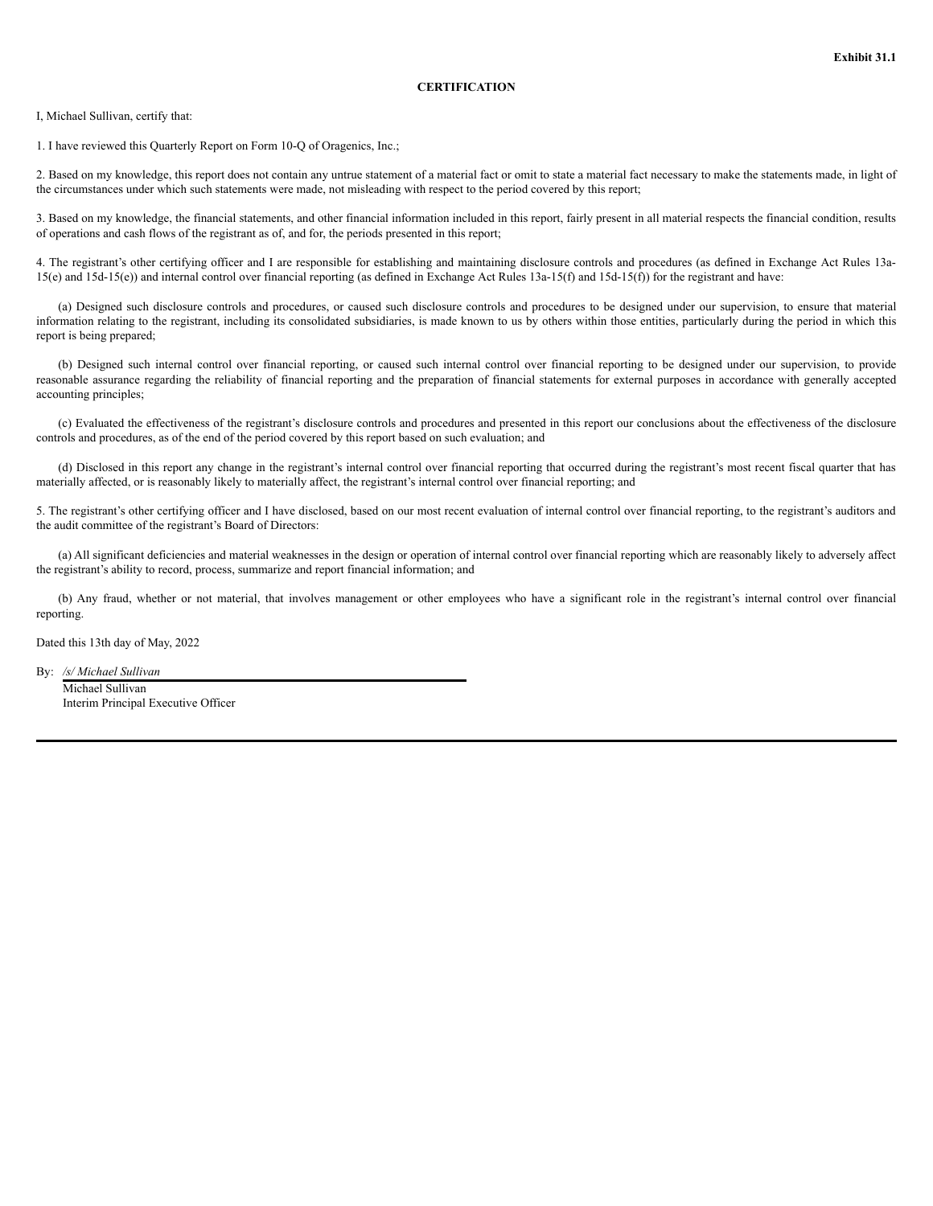**Exhibit 31.1**

**CERTIFICATION**

I, Michael Sullivan, certify that:

1. I have reviewed this Quarterly Report on Form 10-Q of Oragenics, Inc.;

2. Based on my knowledge, this report does not contain any untrue statement of a material fact or omit to state a material fact necessary to make the statements made, in light of the circumstances under which such statements were made, not misleading with respect to the period covered by this report;

3. Based on my knowledge, the financial statements, and other financial information included in this report, fairly present in all material respects the financial condition, results of operations and cash flows of the registrant as of, and for, the periods presented in this report;

4. The registrant's other certifying officer and I are responsible for establishing and maintaining disclosure controls and procedures (as defined in Exchange Act Rules 13a-15(e) and 15d-15(e)) and internal control over financial reporting (as defined in Exchange Act Rules 13a-15(f) and 15d-15(f)) for the registrant and have:

(a) Designed such disclosure controls and procedures, or caused such disclosure controls and procedures to be designed under our supervision, to ensure that material information relating to the registrant, including its consolidated subsidiaries, is made known to us by others within those entities, particularly during the period in which this report is being prepared;

(b) Designed such internal control over financial reporting, or caused such internal control over financial reporting to be designed under our supervision, to provide reasonable assurance regarding the reliability of financial reporting and the preparation of financial statements for external purposes in accordance with generally accepted accounting principles;

(c) Evaluated the effectiveness of the registrant's disclosure controls and procedures and presented in this report our conclusions about the effectiveness of the disclosure controls and procedures, as of the end of the period covered by this report based on such evaluation; and

(d) Disclosed in this report any change in the registrant's internal control over financial reporting that occurred during the registrant's most recent fiscal quarter that has materially affected, or is reasonably likely to materially affect, the registrant's internal control over financial reporting; and

5. The registrant's other certifying officer and I have disclosed, based on our most recent evaluation of internal control over financial reporting, to the registrant's auditors and the audit committee of the registrant's Board of Directors:

(a) All significant deficiencies and material weaknesses in the design or operation of internal control over financial reporting which are reasonably likely to adversely affect the registrant's ability to record, process, summarize and report financial information; and

(b) Any fraud, whether or not material, that involves management or other employees who have a significant role in the registrant's internal control over financial reporting.

Dated this 13th day of May, 2022

By: */s/ Michael Sullivan*

Michael Sullivan

Interim Principal Executive Officer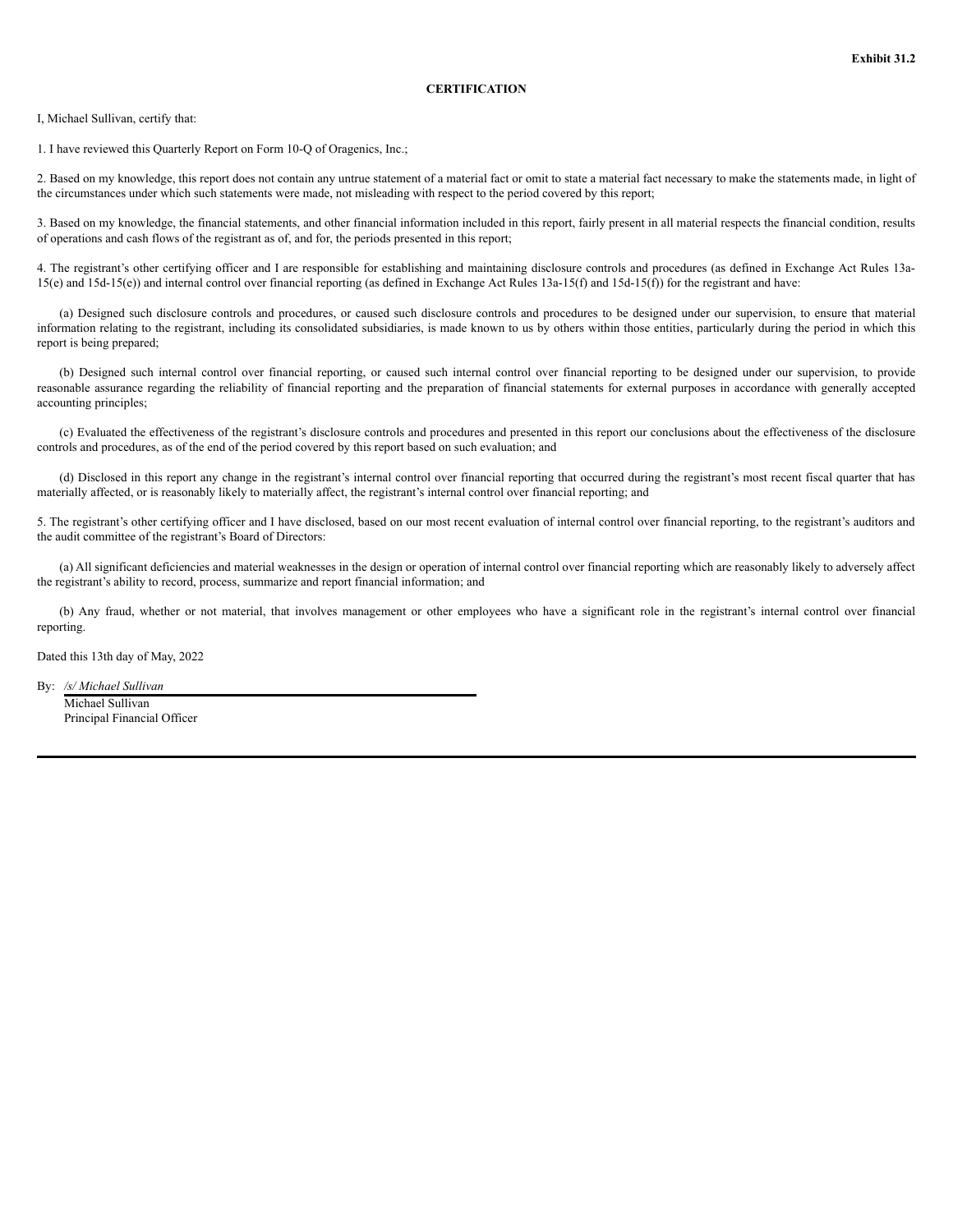**Exhibit 31.2**

**CERTIFICATION**

I, Michael Sullivan, certify that:

1. I have reviewed this Quarterly Report on Form 10-Q of Oragenics, Inc.;

2. Based on my knowledge, this report does not contain any untrue statement of a material fact or omit to state a material fact necessary to make the statements made, in light of the circumstances under which such statements were made, not misleading with respect to the period covered by this report;

3. Based on my knowledge, the financial statements, and other financial information included in this report, fairly present in all material respects the financial condition, results of operations and cash flows of the registrant as of, and for, the periods presented in this report;

4. The registrant's other certifying officer and I are responsible for establishing and maintaining disclosure controls and procedures (as defined in Exchange Act Rules 13a-15(e) and 15d-15(e)) and internal control over financial reporting (as defined in Exchange Act Rules 13a-15(f) and 15d-15(f)) for the registrant and have:

(a) Designed such disclosure controls and procedures, or caused such disclosure controls and procedures to be designed under our supervision, to ensure that material information relating to the registrant, including its consolidated subsidiaries, is made known to us by others within those entities, particularly during the period in which this report is being prepared;

(b) Designed such internal control over financial reporting, or caused such internal control over financial reporting to be designed under our supervision, to provide reasonable assurance regarding the reliability of financial reporting and the preparation of financial statements for external purposes in accordance with generally accepted accounting principles;

(c) Evaluated the effectiveness of the registrant's disclosure controls and procedures and presented in this report our conclusions about the effectiveness of the disclosure controls and procedures, as of the end of the period covered by this report based on such evaluation; and

(d) Disclosed in this report any change in the registrant's internal control over financial reporting that occurred during the registrant's most recent fiscal quarter that has materially affected, or is reasonably likely to materially affect, the registrant's internal control over financial reporting; and

5. The registrant's other certifying officer and I have disclosed, based on our most recent evaluation of internal control over financial reporting, to the registrant's auditors and the audit committee of the registrant's Board of Directors:

(a) All significant deficiencies and material weaknesses in the design or operation of internal control over financial reporting which are reasonably likely to adversely affect the registrant's ability to record, process, summarize and report financial information; and

(b) Any fraud, whether or not material, that involves management or other employees who have a significant role in the registrant's internal control over financial reporting.

Dated this 13th day of May, 2022

By: */s/ Michael Sullivan*

Michael Sullivan
Principal Financial Officer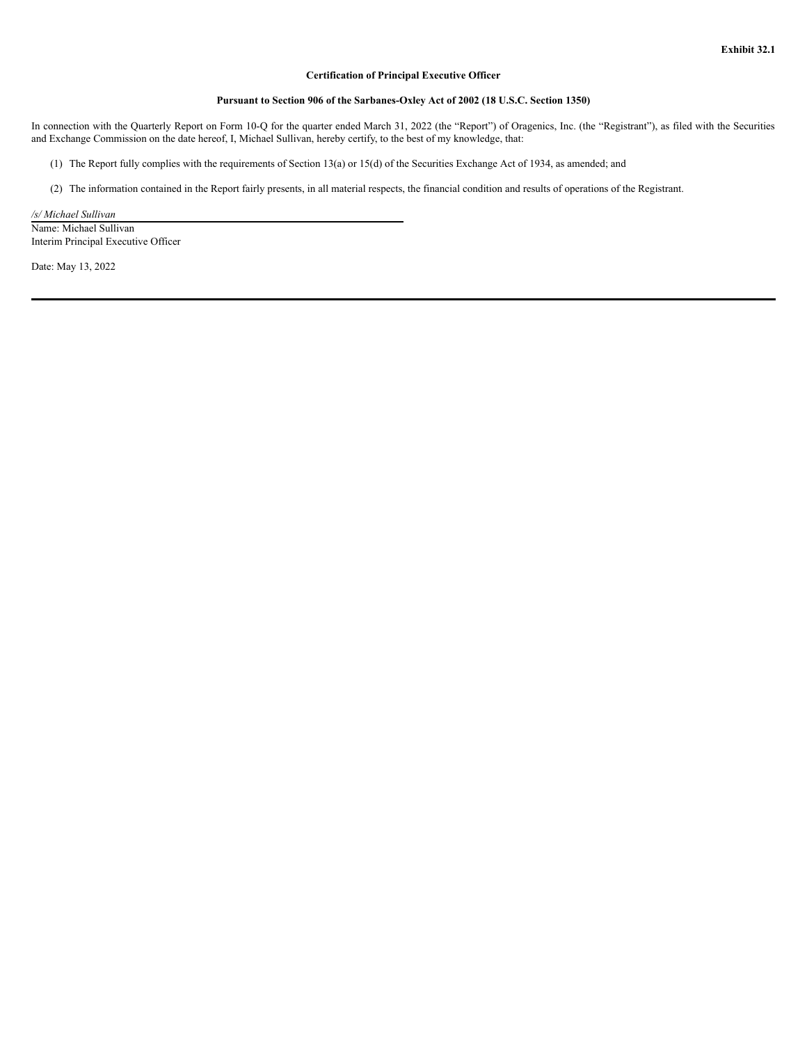**Exhibit 32.1**

**Certification of Principal Executive Officer**

**Pursuant to Section 906 of the Sarbanes-Oxley Act of 2002 (18 U.S.C. Section 1350)**

In connection with the Quarterly Report on Form 10-Q for the quarter ended March 31, 2022 (the "Report") of Oragenics, Inc. (the "Registrant"), as filed with the Securities and Exchange Commission on the date hereof, I, Michael Sullivan, hereby certify, to the best of my knowledge, that:

(1) The Report fully complies with the requirements of Section 13(a) or 15(d) of the Securities Exchange Act of 1934, as amended; and

(2) The information contained in the Report fairly presents, in all material respects, the financial condition and results of operations of the Registrant.

*/s/ Michael Sullivan*
Name: Michael Sullivan
Interim Principal Executive Officer

Date: May 13, 2022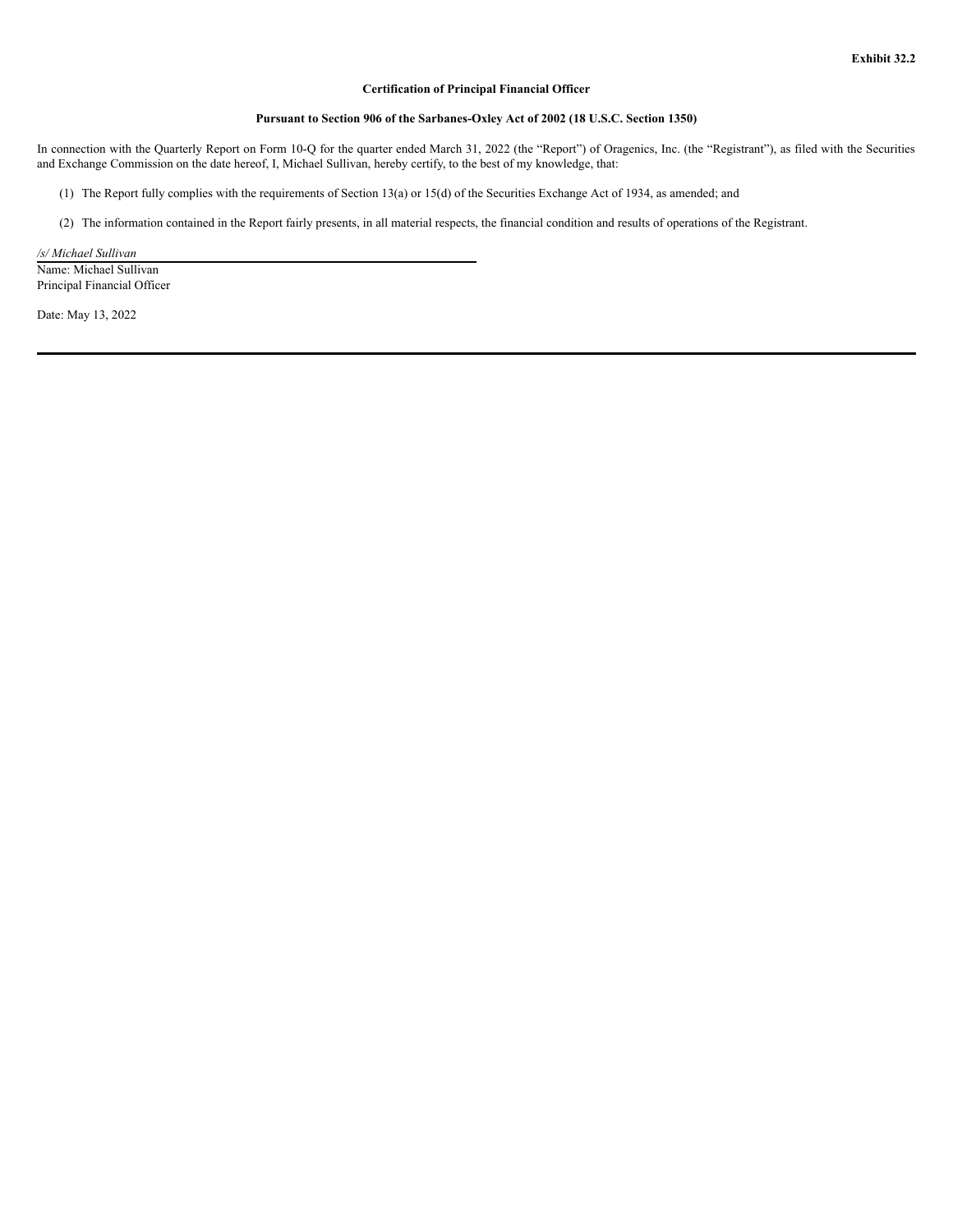**Exhibit 32.2**

**Certification of Principal Financial Officer**

**Pursuant to Section 906 of the Sarbanes-Oxley Act of 2002 (18 U.S.C. Section 1350)**

In connection with the Quarterly Report on Form 10-Q for the quarter ended March 31, 2022 (the "Report") of Oragenics, Inc. (the "Registrant"), as filed with the Securities and Exchange Commission on the date hereof, I, Michael Sullivan, hereby certify, to the best of my knowledge, that:

(1) The Report fully complies with the requirements of Section 13(a) or 15(d) of the Securities Exchange Act of 1934, as amended; and

(2) The information contained in the Report fairly presents, in all material respects, the financial condition and results of operations of the Registrant.

*/s/ Michael Sullivan*

Name: Michael Sullivan

Principal Financial Officer

Date: May 13, 2022